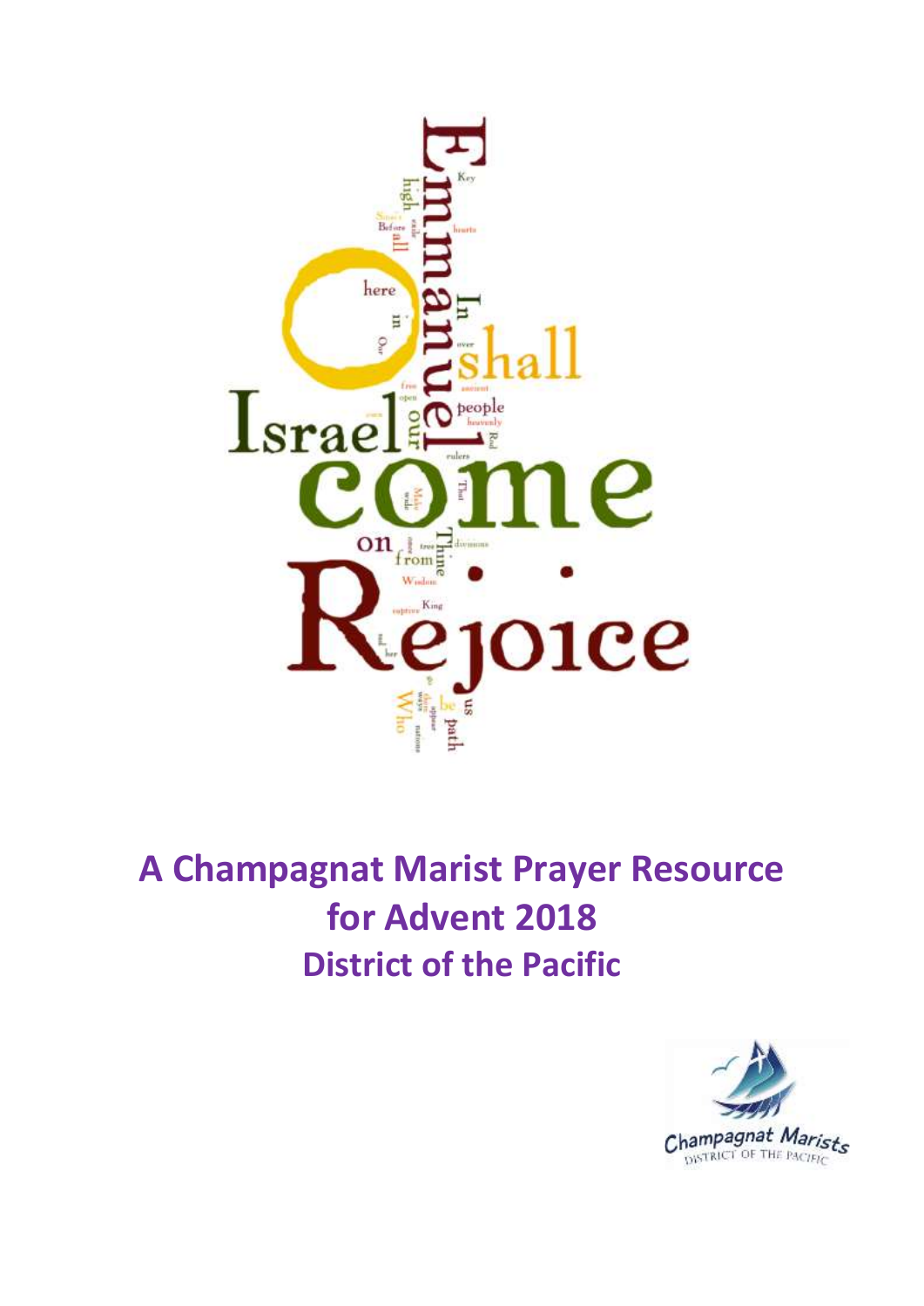# A Champagnat Marist Prayer Resource for Advent 2018

## District of the Pacific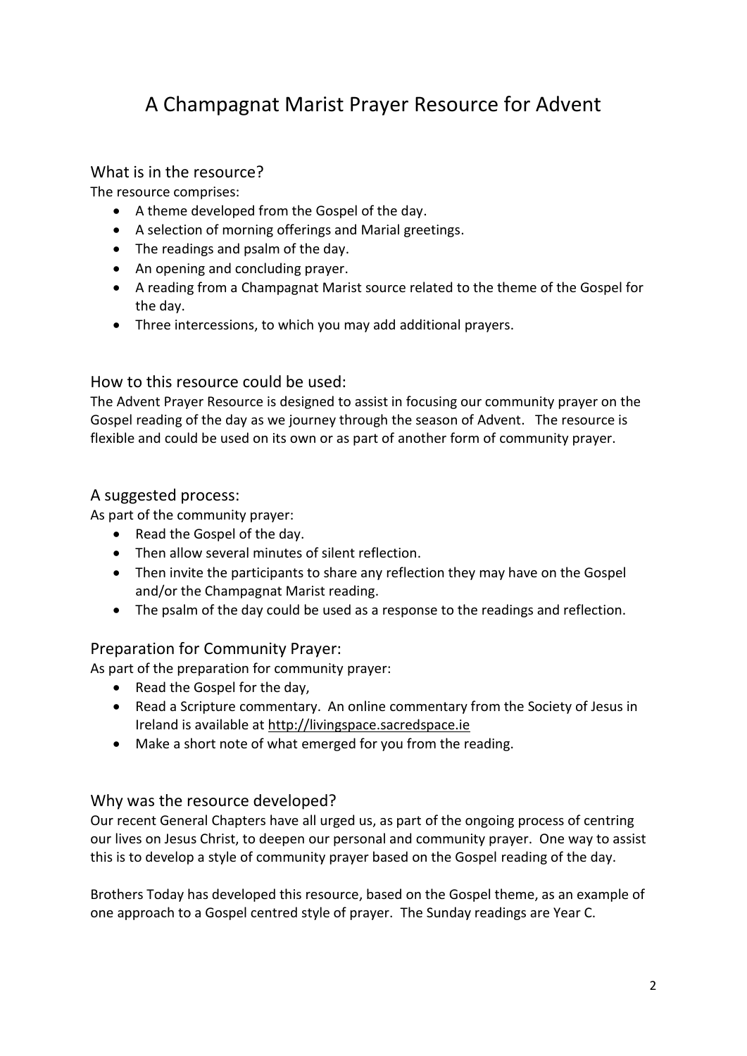# A Champagnat Marist Prayer Resource for Advent

## What is in the resource?

The resource comprises:

- A theme developed from the Gospel of the day.
- A selection of morning offerings and Marial greetings.
- The readings and psalm of the day.
- An opening and concluding prayer.
- A reading from a Champagnat Marist source related to the theme of the Gospel for the day.
- Three intercessions, to which you may add additional prayers.

## How to this resource could be used:

The Advent Prayer Resource is designed to assist in focusing our community prayer on the Gospel reading of the day as we journey through the season of Advent. The resource is flexible and could be used on its own or as part of another form of community prayer.

## A suggested process:

As part of the community prayer:

- Read the Gospel of the day.
- Then allow several minutes of silent reflection.
- Then invite the participants to share any reflection they may have on the Gospel and/or the Champagnat Marist reading.
- The psalm of the day could be used as a response to the readings and reflection.

## Preparation for Community Prayer:

As part of the preparation for community prayer:

- Read the Gospel for the day,
- Read a Scripture commentary. An online commentary from the Society of Jesus in Ireland is available at http://livingspace.sacredspace.ie
- Make a short note of what emerged for you from the reading.

## Why was the resource developed?

Our recent General Chapters have all urged us, as part of the ongoing process of centring our lives on Jesus Christ, to deepen our personal and community prayer. One way to assist this is to develop a style of community prayer based on the Gospel reading of the day.

Brothers Today has developed this resource, based on the Gospel theme, as an example of one approach to a Gospel centred style of prayer. The Sunday readings are Year C.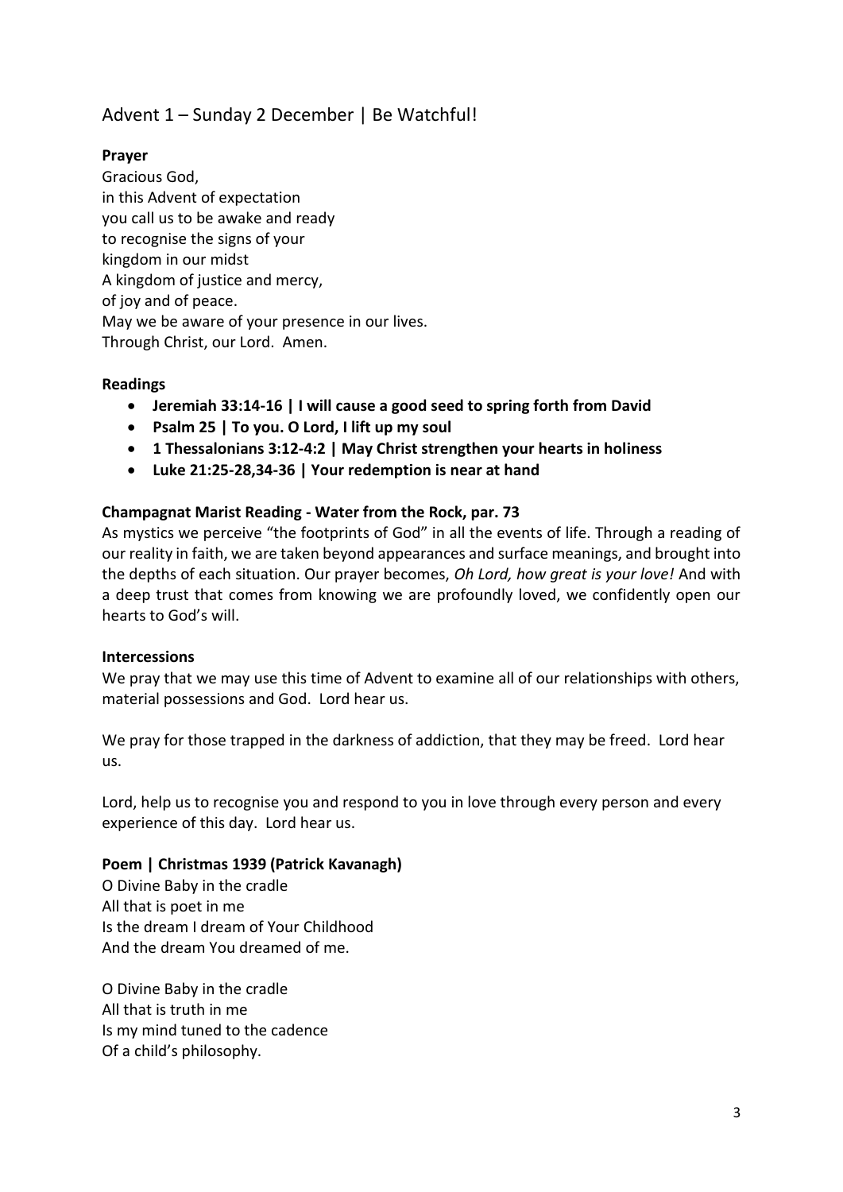## Advent 1 – Sunday 2 December | Be Watchful!

**Prayer**

Gracious God,
in this Advent of expectation
you call us to be awake and ready
to recognise the signs of your
kingdom in our midst
A kingdom of justice and mercy,
of joy and of peace.
May we be aware of your presence in our lives.
Through Christ, our Lord. Amen.

**Readings**

- **Jeremiah 33:14-16 | I will cause a good seed to spring forth from David**
- **Psalm 25 | To you. O Lord, I lift up my soul**
- **1 Thessalonians 3:12-4:2 | May Christ strengthen your hearts in holiness**
- **Luke 21:25-28,34-36 | Your redemption is near at hand**

**Champagnat Marist Reading - Water from the Rock, par. 73**

As mystics we perceive "the footprints of God" in all the events of life. Through a reading of our reality in faith, we are taken beyond appearances and surface meanings, and brought into the depths of each situation. Our prayer becomes, *Oh Lord, how great is your love!* And with a deep trust that comes from knowing we are profoundly loved, we confidently open our hearts to God's will.

**Intercessions**

We pray that we may use this time of Advent to examine all of our relationships with others, material possessions and God. Lord hear us.

We pray for those trapped in the darkness of addiction, that they may be freed. Lord hear us.

Lord, help us to recognise you and respond to you in love through every person and every experience of this day. Lord hear us.

**Poem | Christmas 1939 (Patrick Kavanagh)**

O Divine Baby in the cradle
All that is poet in me
Is the dream I dream of Your Childhood
And the dream You dreamed of me.

O Divine Baby in the cradle
All that is truth in me
Is my mind tuned to the cadence
Of a child's philosophy.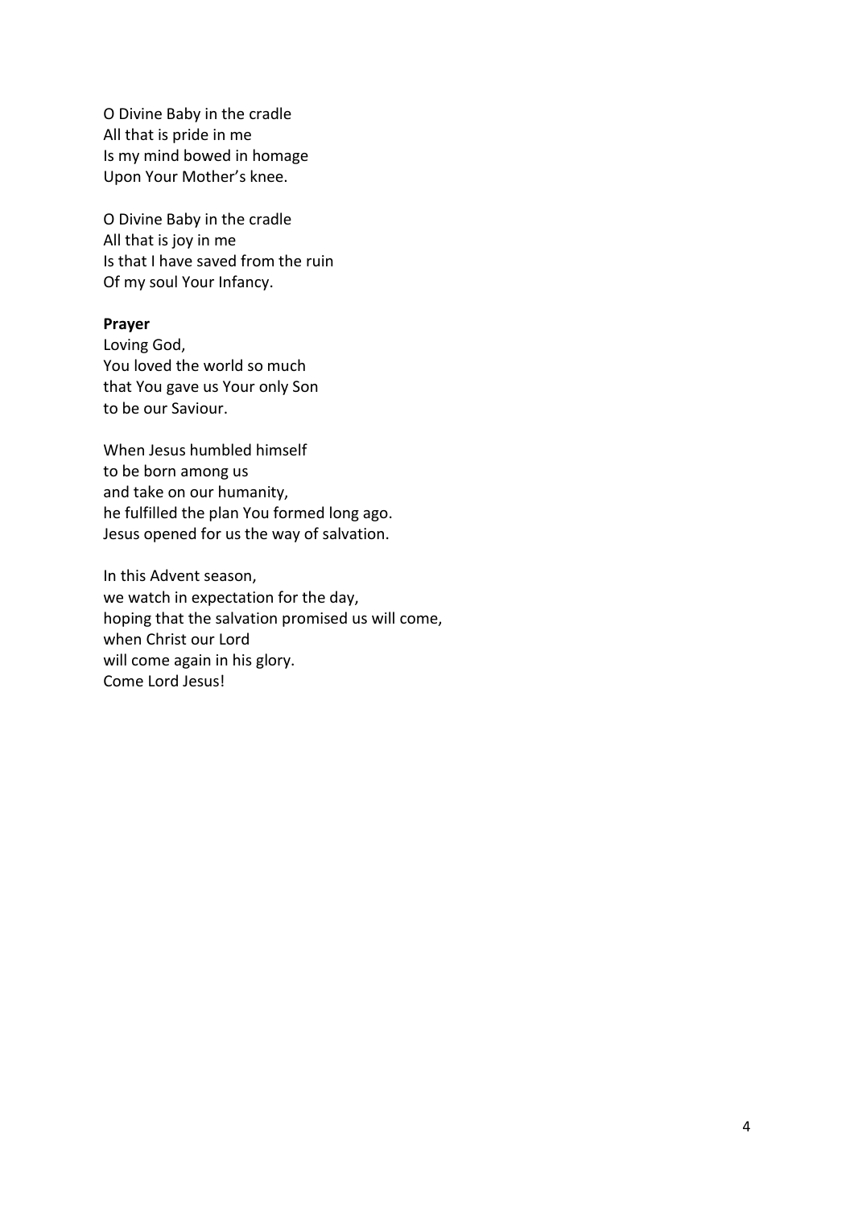O Divine Baby in the cradle
All that is pride in me
Is my mind bowed in homage
Upon Your Mother's knee.

O Divine Baby in the cradle
All that is joy in me
Is that I have saved from the ruin
Of my soul Your Infancy.

**Prayer**

Loving God,
You loved the world so much
that You gave us Your only Son
to be our Saviour.

When Jesus humbled himself
to be born among us
and take on our humanity,
he fulfilled the plan You formed long ago.
Jesus opened for us the way of salvation.

In this Advent season,
we watch in expectation for the day,
hoping that the salvation promised us will come,
when Christ our Lord
will come again in his glory.
Come Lord Jesus!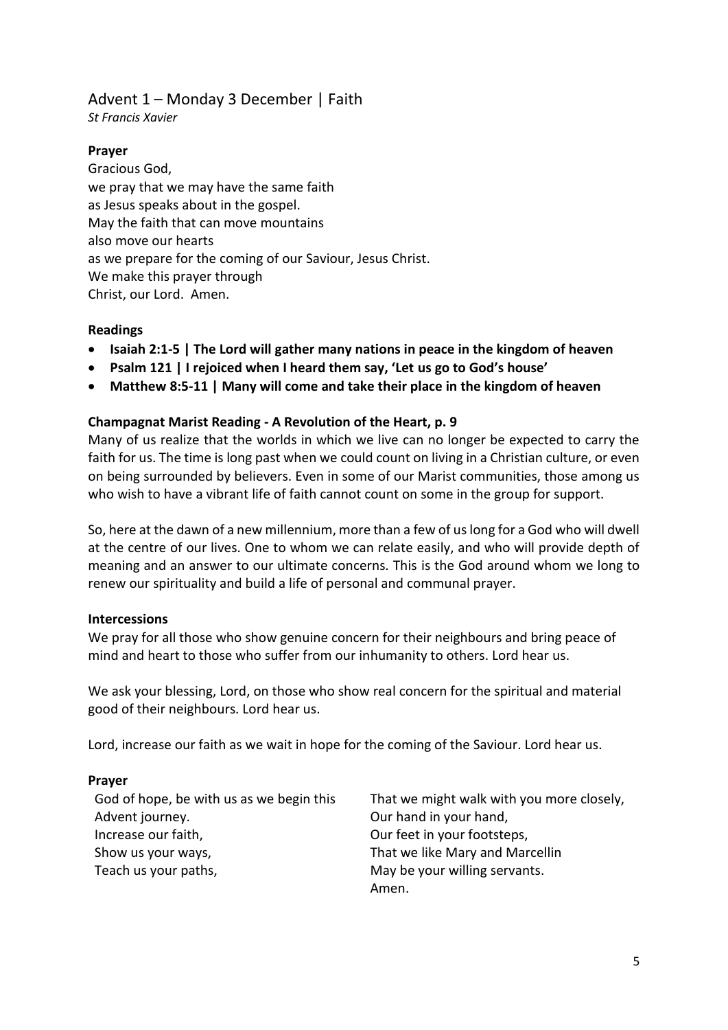## Advent 1 – Monday 3 December | Faith

*St Francis Xavier*

**Prayer**

Gracious God,
we pray that we may have the same faith
as Jesus speaks about in the gospel.
May the faith that can move mountains
also move our hearts
as we prepare for the coming of our Saviour, Jesus Christ.
We make this prayer through
Christ, our Lord. Amen.

**Readings**

- **Isaiah 2:1-5 | The Lord will gather many nations in peace in the kingdom of heaven**
- **Psalm 121 | I rejoiced when I heard them say, 'Let us go to God's house'**
- **Matthew 8:5-11 | Many will come and take their place in the kingdom of heaven**

**Champagnat Marist Reading - A Revolution of the Heart, p. 9**

Many of us realize that the worlds in which we live can no longer be expected to carry the faith for us. The time is long past when we could count on living in a Christian culture, or even on being surrounded by believers. Even in some of our Marist communities, those among us who wish to have a vibrant life of faith cannot count on some in the group for support.

So, here at the dawn of a new millennium, more than a few of us long for a God who will dwell at the centre of our lives. One to whom we can relate easily, and who will provide depth of meaning and an answer to our ultimate concerns. This is the God around whom we long to renew our spirituality and build a life of personal and communal prayer.

**Intercessions**

We pray for all those who show genuine concern for their neighbours and bring peace of mind and heart to those who suffer from our inhumanity to others. Lord hear us.

We ask your blessing, Lord, on those who show real concern for the spiritual and material good of their neighbours. Lord hear us.

Lord, increase our faith as we wait in hope for the coming of the Saviour. Lord hear us.

**Prayer**

God of hope, be with us as we begin this Advent journey.
Increase our faith,
Show us your ways,
Teach us your paths,
That we might walk with you more closely,
Our hand in your hand,
Our feet in your footsteps,
That we like Mary and Marcellin
May be your willing servants.
Amen.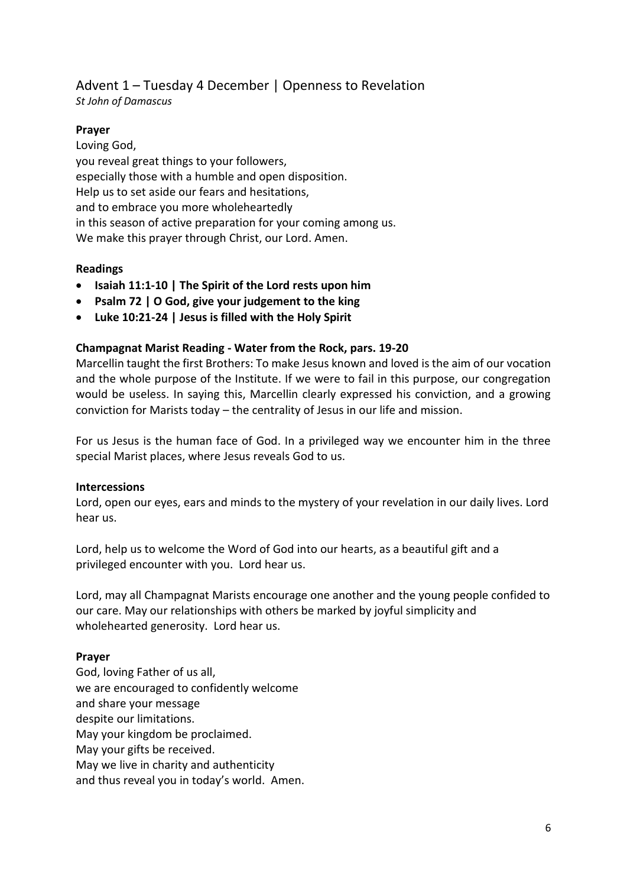## Advent 1 – Tuesday 4 December | Openness to Revelation

*St John of Damascus*

**Prayer**

Loving God,
you reveal great things to your followers,
especially those with a humble and open disposition.
Help us to set aside our fears and hesitations,
and to embrace you more wholeheartedly
in this season of active preparation for your coming among us.
We make this prayer through Christ, our Lord. Amen.

**Readings**

- **Isaiah 11:1-10 | The Spirit of the Lord rests upon him**
- **Psalm 72 | O God, give your judgement to the king**
- **Luke 10:21-24 | Jesus is filled with the Holy Spirit**

**Champagnat Marist Reading - Water from the Rock, pars. 19-20**

Marcellin taught the first Brothers: To make Jesus known and loved is the aim of our vocation and the whole purpose of the Institute. If we were to fail in this purpose, our congregation would be useless. In saying this, Marcellin clearly expressed his conviction, and a growing conviction for Marists today – the centrality of Jesus in our life and mission.

For us Jesus is the human face of God. In a privileged way we encounter him in the three special Marist places, where Jesus reveals God to us.

**Intercessions**

Lord, open our eyes, ears and minds to the mystery of your revelation in our daily lives. Lord hear us.

Lord, help us to welcome the Word of God into our hearts, as a beautiful gift and a privileged encounter with you. Lord hear us.

Lord, may all Champagnat Marists encourage one another and the young people confided to our care. May our relationships with others be marked by joyful simplicity and wholehearted generosity. Lord hear us.

**Prayer**

God, loving Father of us all,
we are encouraged to confidently welcome
and share your message
despite our limitations.
May your kingdom be proclaimed.
May your gifts be received.
May we live in charity and authenticity
and thus reveal you in today's world. Amen.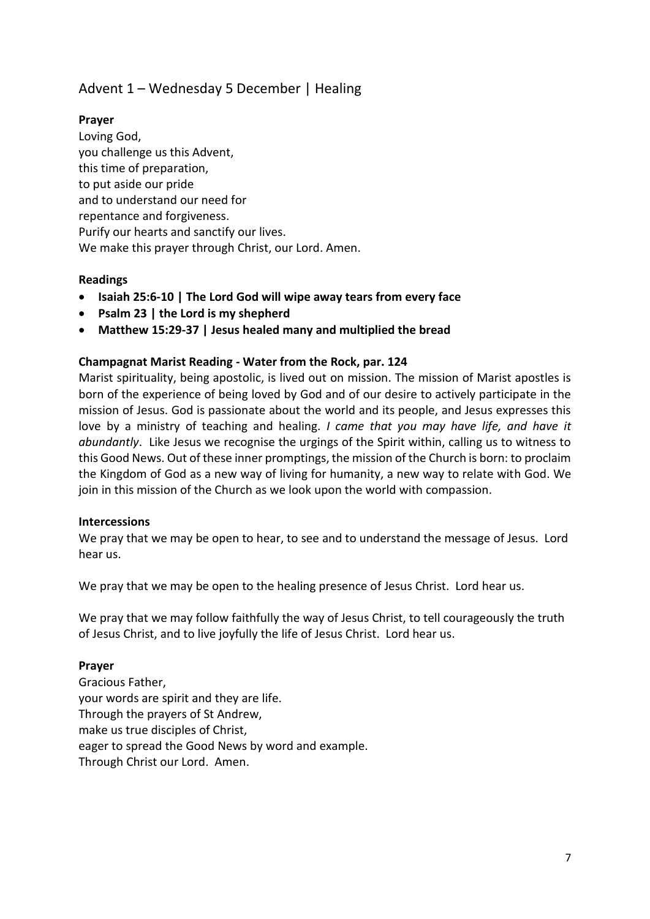## Advent 1 – Wednesday 5 December | Healing

**Prayer**

Loving God,
you challenge us this Advent,
this time of preparation,
to put aside our pride
and to understand our need for
repentance and forgiveness.
Purify our hearts and sanctify our lives.
We make this prayer through Christ, our Lord. Amen.

**Readings**

- **Isaiah 25:6-10 | The Lord God will wipe away tears from every face**
- **Psalm 23 | the Lord is my shepherd**
- **Matthew 15:29-37 | Jesus healed many and multiplied the bread**

**Champagnat Marist Reading - Water from the Rock, par. 124**

Marist spirituality, being apostolic, is lived out on mission. The mission of Marist apostles is born of the experience of being loved by God and of our desire to actively participate in the mission of Jesus. God is passionate about the world and its people, and Jesus expresses this love by a ministry of teaching and healing. *I came that you may have life, and have it abundantly*. Like Jesus we recognise the urgings of the Spirit within, calling us to witness to this Good News. Out of these inner promptings, the mission of the Church is born: to proclaim the Kingdom of God as a new way of living for humanity, a new way to relate with God. We join in this mission of the Church as we look upon the world with compassion.

**Intercessions**

We pray that we may be open to hear, to see and to understand the message of Jesus. Lord hear us.

We pray that we may be open to the healing presence of Jesus Christ. Lord hear us.

We pray that we may follow faithfully the way of Jesus Christ, to tell courageously the truth of Jesus Christ, and to live joyfully the life of Jesus Christ. Lord hear us.

**Prayer**

Gracious Father,
your words are spirit and they are life.
Through the prayers of St Andrew,
make us true disciples of Christ,
eager to spread the Good News by word and example.
Through Christ our Lord. Amen.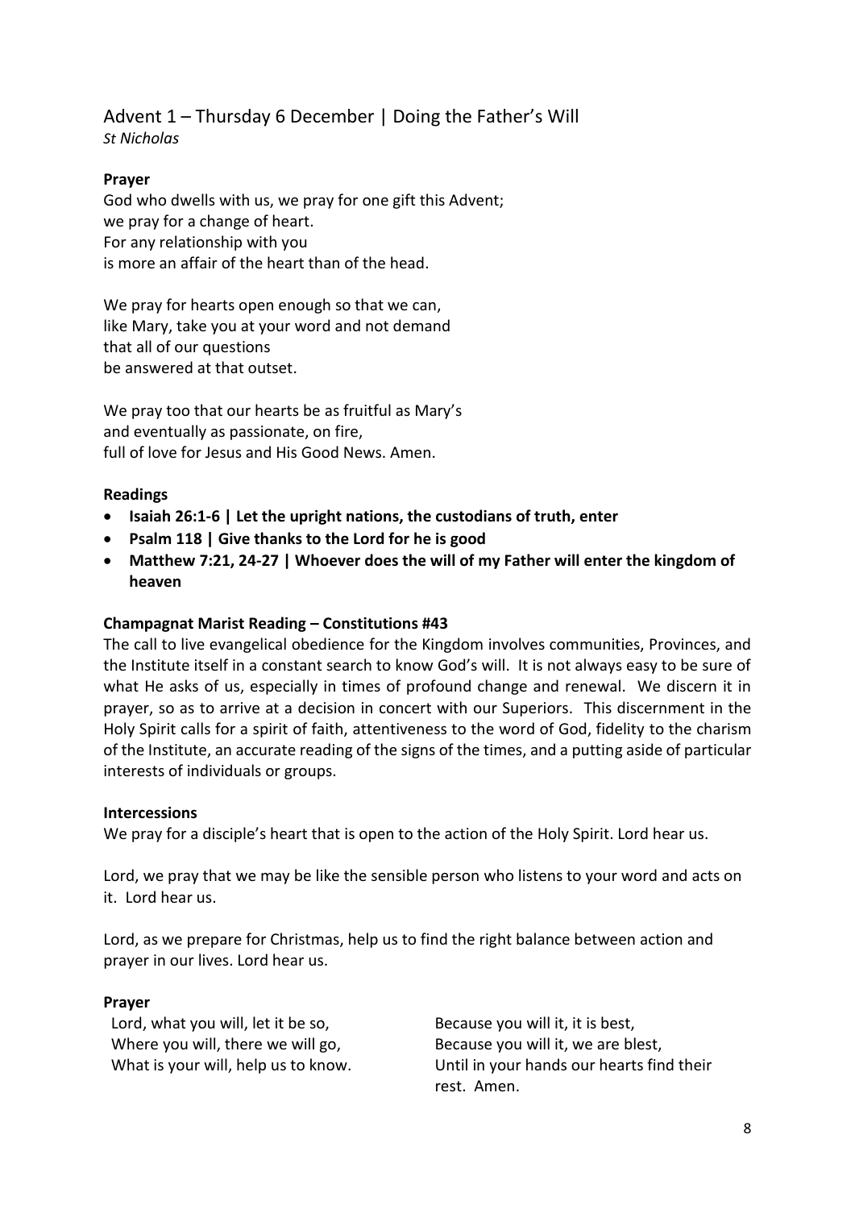## Advent 1 – Thursday 6 December | Doing the Father's Will

*St Nicholas*

**Prayer**

God who dwells with us, we pray for one gift this Advent;
we pray for a change of heart.
For any relationship with you
is more an affair of the heart than of the head.

We pray for hearts open enough so that we can,
like Mary, take you at your word and not demand
that all of our questions
be answered at that outset.

We pray too that our hearts be as fruitful as Mary's
and eventually as passionate, on fire,
full of love for Jesus and His Good News. Amen.

**Readings**

- **Isaiah 26:1-6 | Let the upright nations, the custodians of truth, enter**
- **Psalm 118 | Give thanks to the Lord for he is good**
- **Matthew 7:21, 24-27 | Whoever does the will of my Father will enter the kingdom of heaven**

**Champagnat Marist Reading – Constitutions #43**

The call to live evangelical obedience for the Kingdom involves communities, Provinces, and the Institute itself in a constant search to know God's will. It is not always easy to be sure of what He asks of us, especially in times of profound change and renewal. We discern it in prayer, so as to arrive at a decision in concert with our Superiors. This discernment in the Holy Spirit calls for a spirit of faith, attentiveness to the word of God, fidelity to the charism of the Institute, an accurate reading of the signs of the times, and a putting aside of particular interests of individuals or groups.

**Intercessions**

We pray for a disciple's heart that is open to the action of the Holy Spirit. Lord hear us.

Lord, we pray that we may be like the sensible person who listens to your word and acts on it. Lord hear us.

Lord, as we prepare for Christmas, help us to find the right balance between action and prayer in our lives. Lord hear us.

**Prayer**

Lord, what you will, let it be so,
Where you will, there we will go,
What is your will, help us to know.

Because you will it, it is best,
Because you will it, we are blest,
Until in your hands our hearts find their rest. Amen.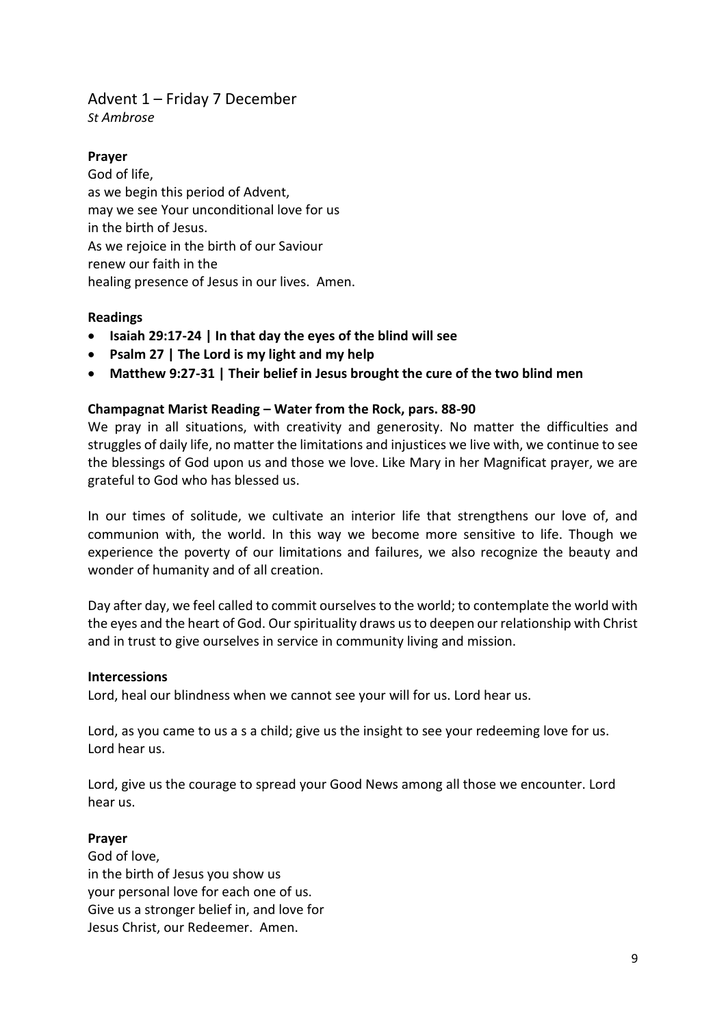## Advent 1 – Friday 7 December

*St Ambrose*

**Prayer**

God of life,
as we begin this period of Advent,
may we see Your unconditional love for us
in the birth of Jesus.
As we rejoice in the birth of our Saviour
renew our faith in the
healing presence of Jesus in our lives. Amen.

**Readings**

- **Isaiah 29:17-24 | In that day the eyes of the blind will see**
- **Psalm 27 | The Lord is my light and my help**
- **Matthew 9:27-31 | Their belief in Jesus brought the cure of the two blind men**

**Champagnat Marist Reading – Water from the Rock, pars. 88-90**

We pray in all situations, with creativity and generosity. No matter the difficulties and struggles of daily life, no matter the limitations and injustices we live with, we continue to see the blessings of God upon us and those we love. Like Mary in her Magnificat prayer, we are grateful to God who has blessed us.

In our times of solitude, we cultivate an interior life that strengthens our love of, and communion with, the world. In this way we become more sensitive to life. Though we experience the poverty of our limitations and failures, we also recognize the beauty and wonder of humanity and of all creation.

Day after day, we feel called to commit ourselves to the world; to contemplate the world with the eyes and the heart of God. Our spirituality draws us to deepen our relationship with Christ and in trust to give ourselves in service in community living and mission.

**Intercessions**

Lord, heal our blindness when we cannot see your will for us. Lord hear us.

Lord, as you came to us a s a child; give us the insight to see your redeeming love for us. Lord hear us.

Lord, give us the courage to spread your Good News among all those we encounter. Lord hear us.

**Prayer**

God of love,
in the birth of Jesus you show us
your personal love for each one of us.
Give us a stronger belief in, and love for
Jesus Christ, our Redeemer. Amen.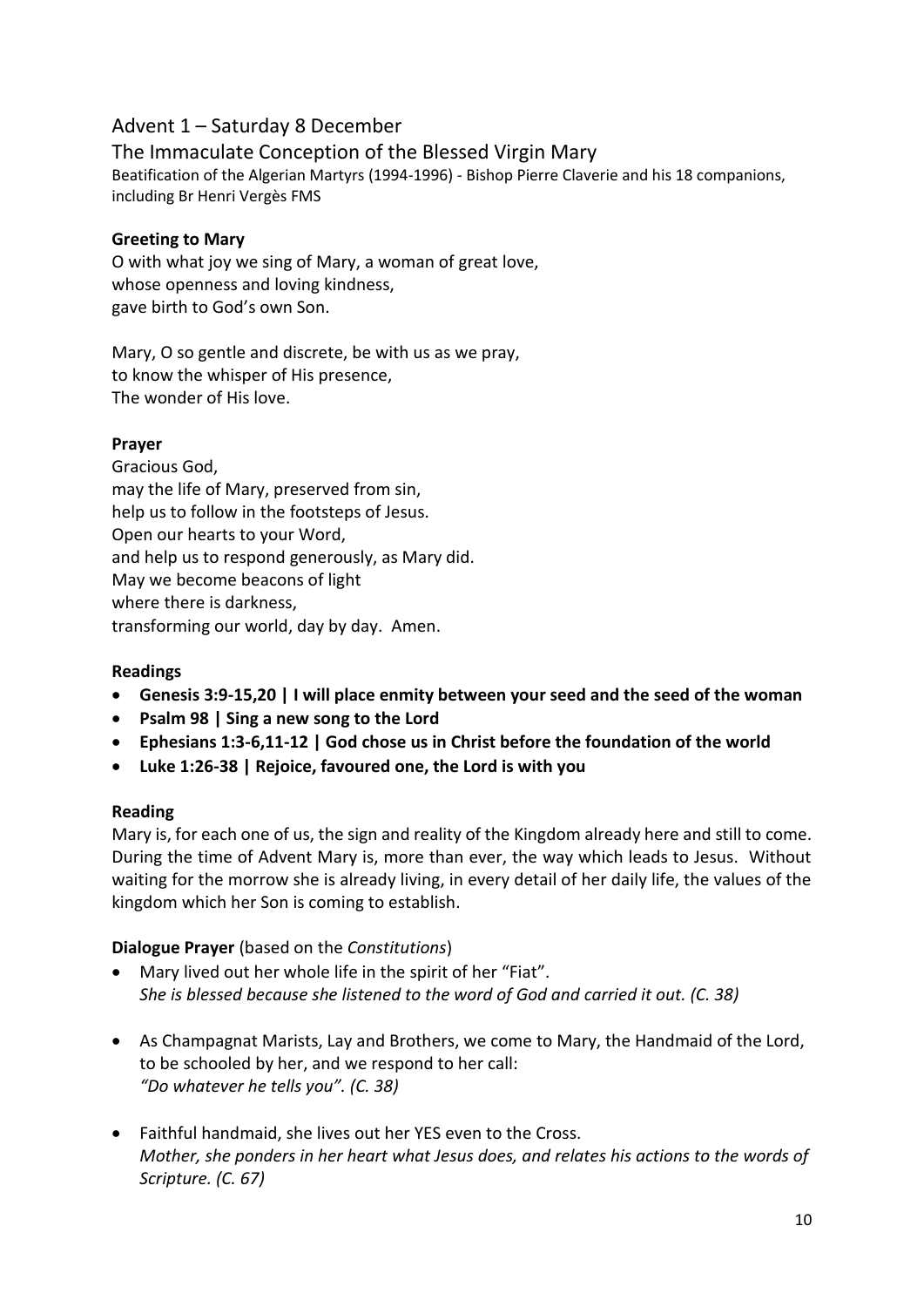## Advent 1 – Saturday 8 December

### The Immaculate Conception of the Blessed Virgin Mary

Beatification of the Algerian Martyrs (1994-1996) - Bishop Pierre Claverie and his 18 companions, including Br Henri Vergès FMS

**Greeting to Mary**

O with what joy we sing of Mary, a woman of great love,
whose openness and loving kindness,
gave birth to God's own Son.

Mary, O so gentle and discrete, be with us as we pray,
to know the whisper of His presence,
The wonder of His love.

**Prayer**

Gracious God,
may the life of Mary, preserved from sin,
help us to follow in the footsteps of Jesus.
Open our hearts to your Word,
and help us to respond generously, as Mary did.
May we become beacons of light
where there is darkness,
transforming our world, day by day. Amen.

**Readings**

- **Genesis 3:9-15,20 | I will place enmity between your seed and the seed of the woman**
- **Psalm 98 | Sing a new song to the Lord**
- **Ephesians 1:3-6,11-12 | God chose us in Christ before the foundation of the world**
- **Luke 1:26-38 | Rejoice, favoured one, the Lord is with you**

**Reading**

Mary is, for each one of us, the sign and reality of the Kingdom already here and still to come. During the time of Advent Mary is, more than ever, the way which leads to Jesus. Without waiting for the morrow she is already living, in every detail of her daily life, the values of the kingdom which her Son is coming to establish.

**Dialogue Prayer** (based on the *Constitutions*)

- Mary lived out her whole life in the spirit of her "Fiat".
  *She is blessed because she listened to the word of God and carried it out. (C. 38)*

- As Champagnat Marists, Lay and Brothers, we come to Mary, the Handmaid of the Lord, to be schooled by her, and we respond to her call:
  *"Do whatever he tells you". (C. 38)*

- Faithful handmaid, she lives out her YES even to the Cross.
  *Mother, she ponders in her heart what Jesus does, and relates his actions to the words of Scripture. (C. 67)*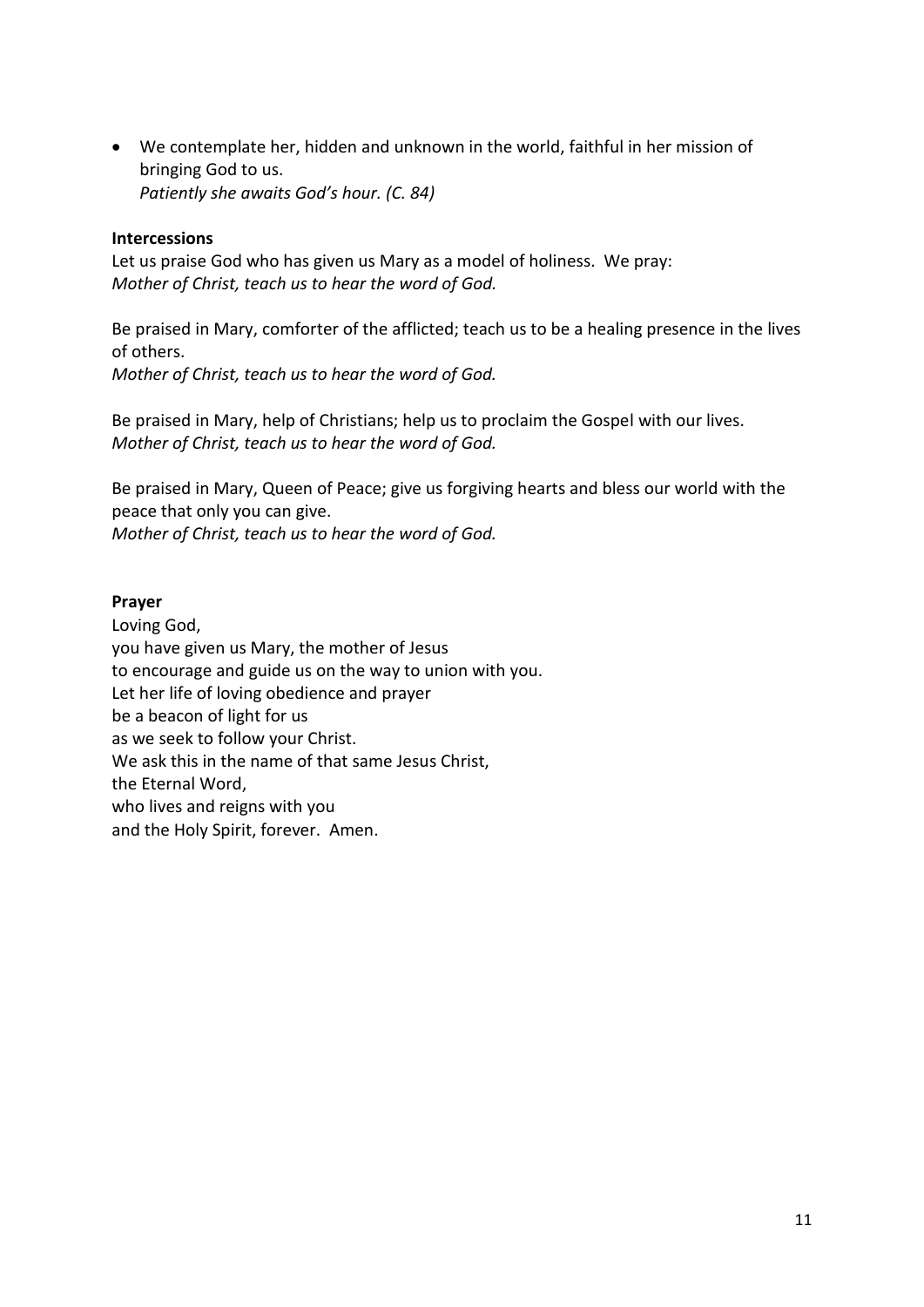- We contemplate her, hidden and unknown in the world, faithful in her mission of bringing God to us.
  *Patiently she awaits God's hour. (C. 84)*

**Intercessions**

Let us praise God who has given us Mary as a model of holiness. We pray:
*Mother of Christ, teach us to hear the word of God.*

Be praised in Mary, comforter of the afflicted; teach us to be a healing presence in the lives of others.
*Mother of Christ, teach us to hear the word of God.*

Be praised in Mary, help of Christians; help us to proclaim the Gospel with our lives.
*Mother of Christ, teach us to hear the word of God.*

Be praised in Mary, Queen of Peace; give us forgiving hearts and bless our world with the peace that only you can give.
*Mother of Christ, teach us to hear the word of God.*

**Prayer**

Loving God,
you have given us Mary, the mother of Jesus
to encourage and guide us on the way to union with you.
Let her life of loving obedience and prayer
be a beacon of light for us
as we seek to follow your Christ.
We ask this in the name of that same Jesus Christ,
the Eternal Word,
who lives and reigns with you
and the Holy Spirit, forever. Amen.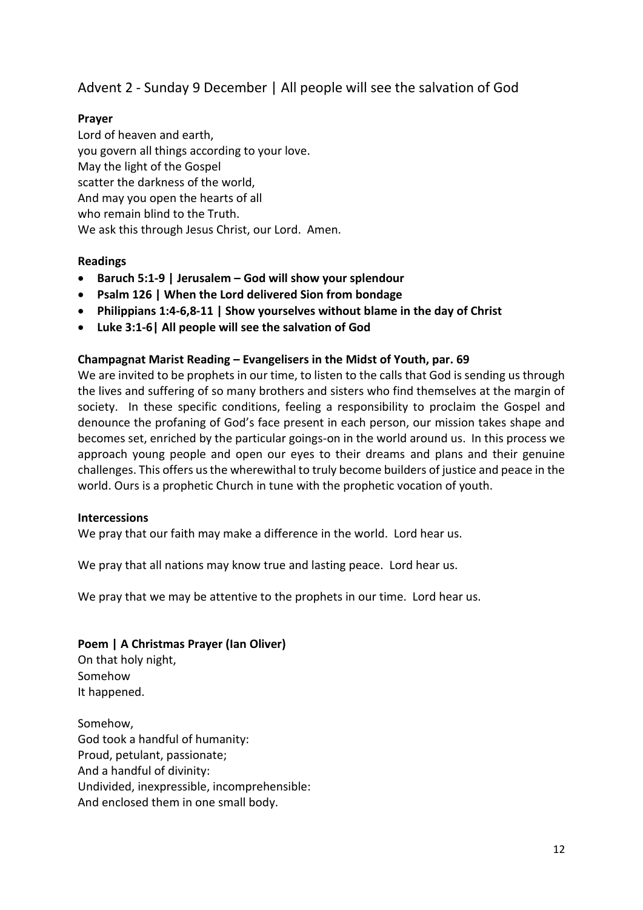## Advent 2 - Sunday 9 December | All people will see the salvation of God

**Prayer**

Lord of heaven and earth,
you govern all things according to your love.
May the light of the Gospel
scatter the darkness of the world,
And may you open the hearts of all
who remain blind to the Truth.
We ask this through Jesus Christ, our Lord. Amen.

**Readings**

- **Baruch 5:1-9 | Jerusalem – God will show your splendour**
- **Psalm 126 | When the Lord delivered Sion from bondage**
- **Philippians 1:4-6,8-11 | Show yourselves without blame in the day of Christ**
- **Luke 3:1-6| All people will see the salvation of God**

**Champagnat Marist Reading – Evangelisers in the Midst of Youth, par. 69**

We are invited to be prophets in our time, to listen to the calls that God is sending us through the lives and suffering of so many brothers and sisters who find themselves at the margin of society. In these specific conditions, feeling a responsibility to proclaim the Gospel and denounce the profaning of God's face present in each person, our mission takes shape and becomes set, enriched by the particular goings-on in the world around us. In this process we approach young people and open our eyes to their dreams and plans and their genuine challenges. This offers us the wherewithal to truly become builders of justice and peace in the world. Ours is a prophetic Church in tune with the prophetic vocation of youth.

**Intercessions**

We pray that our faith may make a difference in the world. Lord hear us.

We pray that all nations may know true and lasting peace. Lord hear us.

We pray that we may be attentive to the prophets in our time. Lord hear us.

**Poem | A Christmas Prayer (Ian Oliver)**

On that holy night,
Somehow
It happened.

Somehow,
God took a handful of humanity:
Proud, petulant, passionate;
And a handful of divinity:
Undivided, inexpressible, incomprehensible:
And enclosed them in one small body.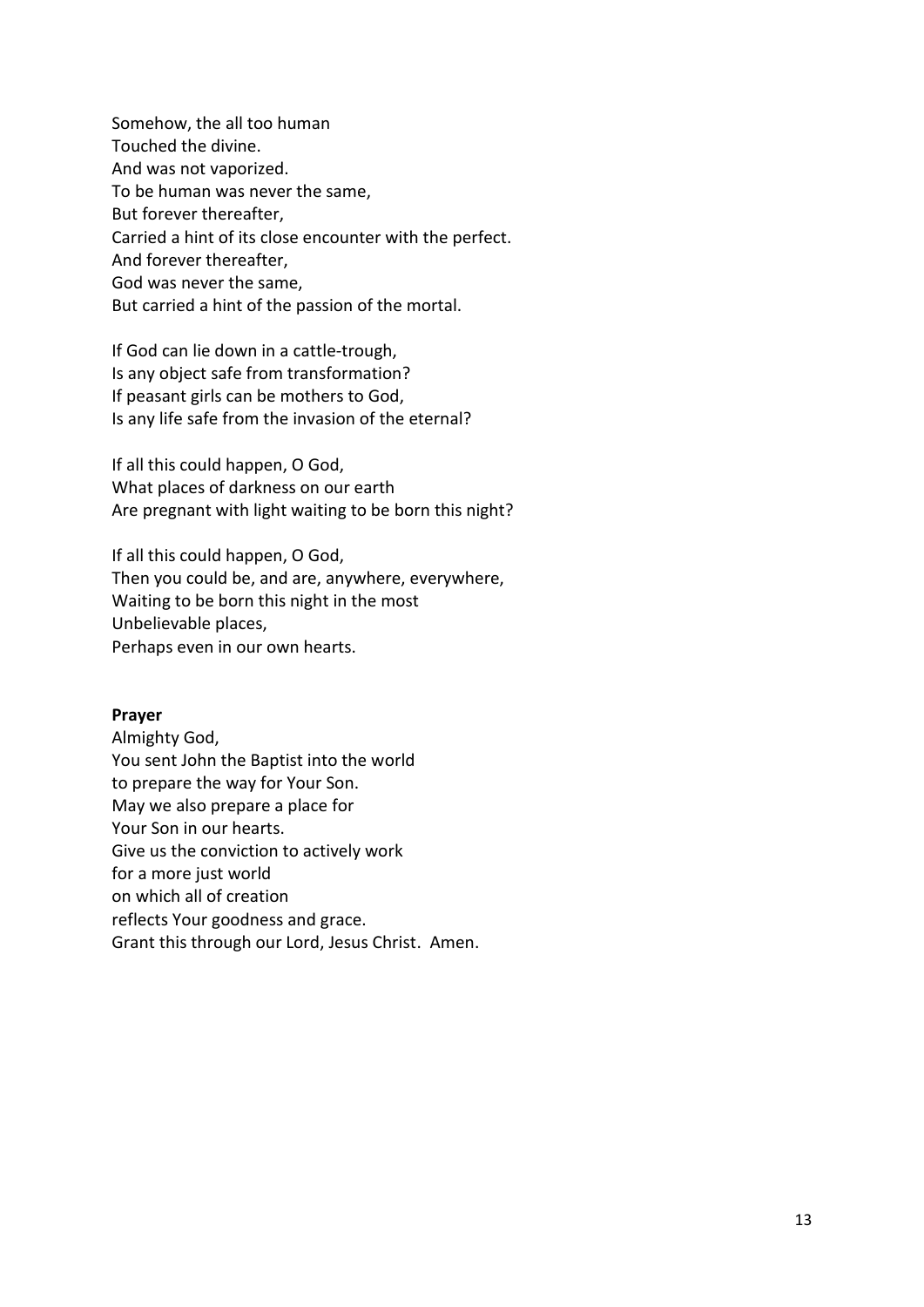Somehow, the all too human  
Touched the divine.  
And was not vaporized.  
To be human was never the same,  
But forever thereafter,  
Carried a hint of its close encounter with the perfect.  
And forever thereafter,  
God was never the same,  
But carried a hint of the passion of the mortal.

If God can lie down in a cattle-trough,  
Is any object safe from transformation?  
If peasant girls can be mothers to God,  
Is any life safe from the invasion of the eternal?

If all this could happen, O God,  
What places of darkness on our earth  
Are pregnant with light waiting to be born this night?

If all this could happen, O God,  
Then you could be, and are, anywhere, everywhere,  
Waiting to be born this night in the most  
Unbelievable places,  
Perhaps even in our own hearts.

**Prayer**

Almighty God,  
You sent John the Baptist into the world  
to prepare the way for Your Son.  
May we also prepare a place for  
Your Son in our hearts.  
Give us the conviction to actively work  
for a more just world  
on which all of creation  
reflects Your goodness and grace.  
Grant this through our Lord, Jesus Christ. Amen.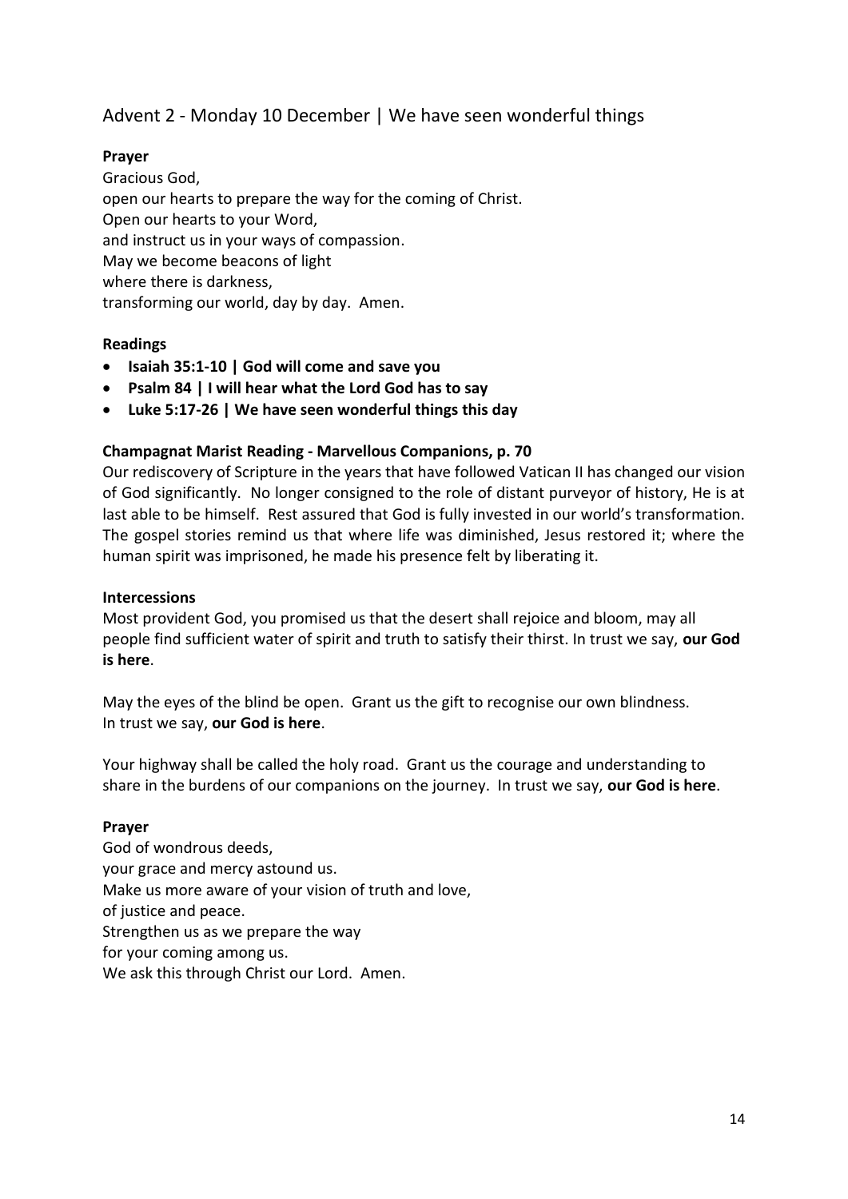## Advent 2 - Monday 10 December | We have seen wonderful things

**Prayer**

Gracious God,
open our hearts to prepare the way for the coming of Christ.
Open our hearts to your Word,
and instruct us in your ways of compassion.
May we become beacons of light
where there is darkness,
transforming our world, day by day. Amen.

**Readings**

- **Isaiah 35:1-10 | God will come and save you**
- **Psalm 84 | I will hear what the Lord God has to say**
- **Luke 5:17-26 | We have seen wonderful things this day**

**Champagnat Marist Reading - Marvellous Companions, p. 70**

Our rediscovery of Scripture in the years that have followed Vatican II has changed our vision of God significantly. No longer consigned to the role of distant purveyor of history, He is at last able to be himself. Rest assured that God is fully invested in our world's transformation. The gospel stories remind us that where life was diminished, Jesus restored it; where the human spirit was imprisoned, he made his presence felt by liberating it.

**Intercessions**

Most provident God, you promised us that the desert shall rejoice and bloom, may all people find sufficient water of spirit and truth to satisfy their thirst. In trust we say, **our God is here**.

May the eyes of the blind be open. Grant us the gift to recognise our own blindness. In trust we say, **our God is here**.

Your highway shall be called the holy road. Grant us the courage and understanding to share in the burdens of our companions on the journey. In trust we say, **our God is here**.

**Prayer**

God of wondrous deeds,
your grace and mercy astound us.
Make us more aware of your vision of truth and love,
of justice and peace.
Strengthen us as we prepare the way
for your coming among us.
We ask this through Christ our Lord. Amen.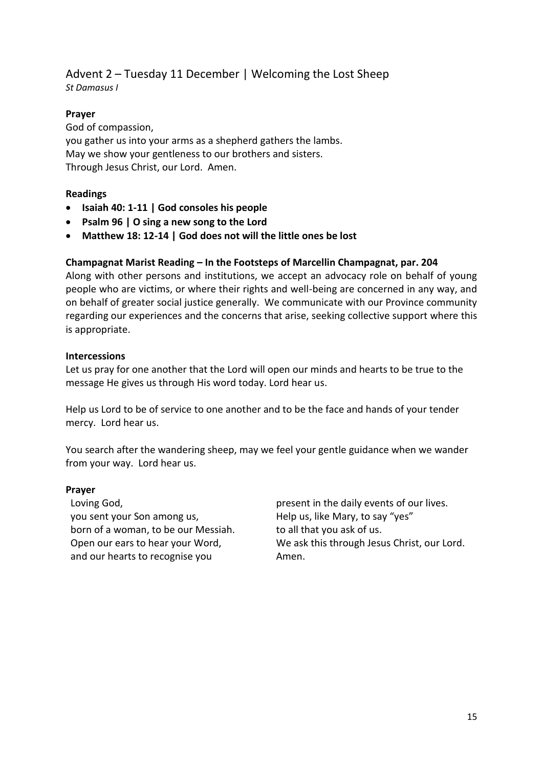## Advent 2 – Tuesday 11 December | Welcoming the Lost Sheep

*St Damasus I*

**Prayer**

God of compassion,
you gather us into your arms as a shepherd gathers the lambs.
May we show your gentleness to our brothers and sisters.
Through Jesus Christ, our Lord. Amen.

**Readings**

- **Isaiah 40: 1-11 | God consoles his people**
- **Psalm 96 | O sing a new song to the Lord**
- **Matthew 18: 12-14 | God does not will the little ones be lost**

**Champagnat Marist Reading – In the Footsteps of Marcellin Champagnat, par. 204**

Along with other persons and institutions, we accept an advocacy role on behalf of young people who are victims, or where their rights and well-being are concerned in any way, and on behalf of greater social justice generally. We communicate with our Province community regarding our experiences and the concerns that arise, seeking collective support where this is appropriate.

**Intercessions**

Let us pray for one another that the Lord will open our minds and hearts to be true to the message He gives us through His word today. Lord hear us.

Help us Lord to be of service to one another and to be the face and hands of your tender mercy. Lord hear us.

You search after the wandering sheep, may we feel your gentle guidance when we wander from your way. Lord hear us.

**Prayer**

Loving God,
you sent your Son among us,
born of a woman, to be our Messiah.
Open our ears to hear your Word,
and our hearts to recognise you
present in the daily events of our lives.
Help us, like Mary, to say "yes"
to all that you ask of us.
We ask this through Jesus Christ, our Lord.
Amen.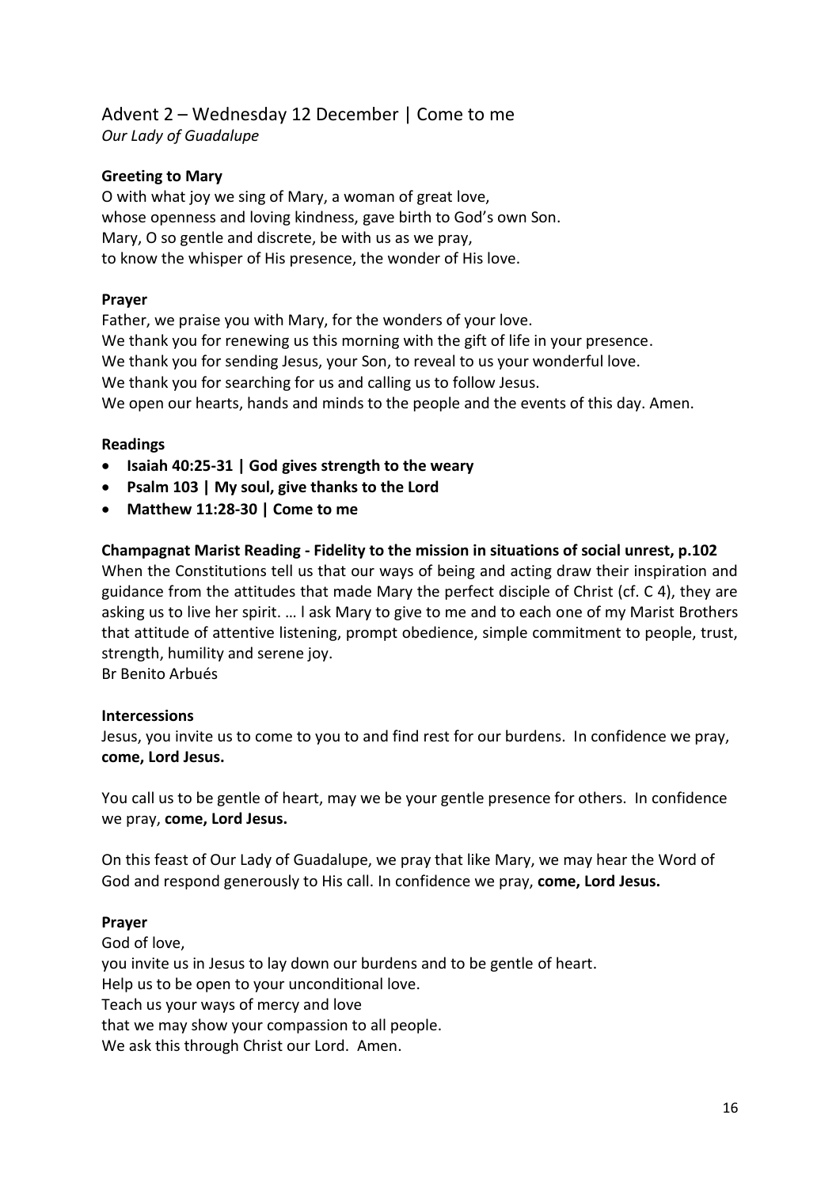## Advent 2 – Wednesday 12 December | Come to me

*Our Lady of Guadalupe*

**Greeting to Mary**

O with what joy we sing of Mary, a woman of great love,
whose openness and loving kindness, gave birth to God's own Son.
Mary, O so gentle and discrete, be with us as we pray,
to know the whisper of His presence, the wonder of His love.

**Prayer**

Father, we praise you with Mary, for the wonders of your love.
We thank you for renewing us this morning with the gift of life in your presence.
We thank you for sending Jesus, your Son, to reveal to us your wonderful love.
We thank you for searching for us and calling us to follow Jesus.
We open our hearts, hands and minds to the people and the events of this day. Amen.

**Readings**

- **Isaiah 40:25-31 | God gives strength to the weary**
- **Psalm 103 | My soul, give thanks to the Lord**
- **Matthew 11:28-30 | Come to me**

**Champagnat Marist Reading - Fidelity to the mission in situations of social unrest, p.102**

When the Constitutions tell us that our ways of being and acting draw their inspiration and guidance from the attitudes that made Mary the perfect disciple of Christ (cf. C 4), they are asking us to live her spirit. … l ask Mary to give to me and to each one of my Marist Brothers that attitude of attentive listening, prompt obedience, simple commitment to people, trust, strength, humility and serene joy.
Br Benito Arbués

**Intercessions**

Jesus, you invite us to come to you to and find rest for our burdens. In confidence we pray, **come, Lord Jesus.**

You call us to be gentle of heart, may we be your gentle presence for others. In confidence we pray, **come, Lord Jesus.**

On this feast of Our Lady of Guadalupe, we pray that like Mary, we may hear the Word of God and respond generously to His call. In confidence we pray, **come, Lord Jesus.**

**Prayer**

God of love,
you invite us in Jesus to lay down our burdens and to be gentle of heart.
Help us to be open to your unconditional love.
Teach us your ways of mercy and love
that we may show your compassion to all people.
We ask this through Christ our Lord. Amen.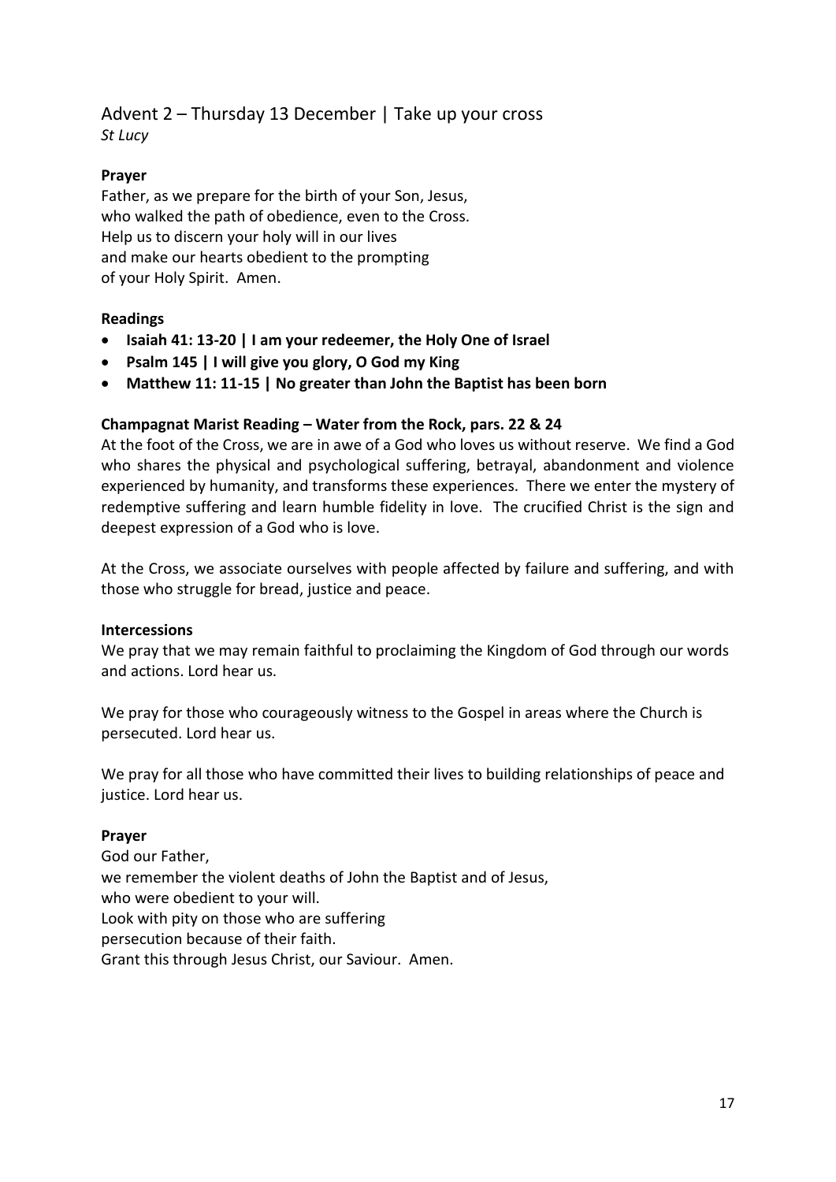## Advent 2 – Thursday 13 December | Take up your cross

*St Lucy*

**Prayer**

Father, as we prepare for the birth of your Son, Jesus,
who walked the path of obedience, even to the Cross.
Help us to discern your holy will in our lives
and make our hearts obedient to the prompting
of your Holy Spirit. Amen.

**Readings**

- **Isaiah 41: 13-20 | I am your redeemer, the Holy One of Israel**
- **Psalm 145 | I will give you glory, O God my King**
- **Matthew 11: 11-15 | No greater than John the Baptist has been born**

**Champagnat Marist Reading – Water from the Rock, pars. 22 & 24**

At the foot of the Cross, we are in awe of a God who loves us without reserve. We find a God who shares the physical and psychological suffering, betrayal, abandonment and violence experienced by humanity, and transforms these experiences. There we enter the mystery of redemptive suffering and learn humble fidelity in love. The crucified Christ is the sign and deepest expression of a God who is love.

At the Cross, we associate ourselves with people affected by failure and suffering, and with those who struggle for bread, justice and peace.

**Intercessions**

We pray that we may remain faithful to proclaiming the Kingdom of God through our words and actions. Lord hear us.

We pray for those who courageously witness to the Gospel in areas where the Church is persecuted. Lord hear us.

We pray for all those who have committed their lives to building relationships of peace and justice. Lord hear us.

**Prayer**

God our Father,
we remember the violent deaths of John the Baptist and of Jesus,
who were obedient to your will.
Look with pity on those who are suffering
persecution because of their faith.
Grant this through Jesus Christ, our Saviour. Amen.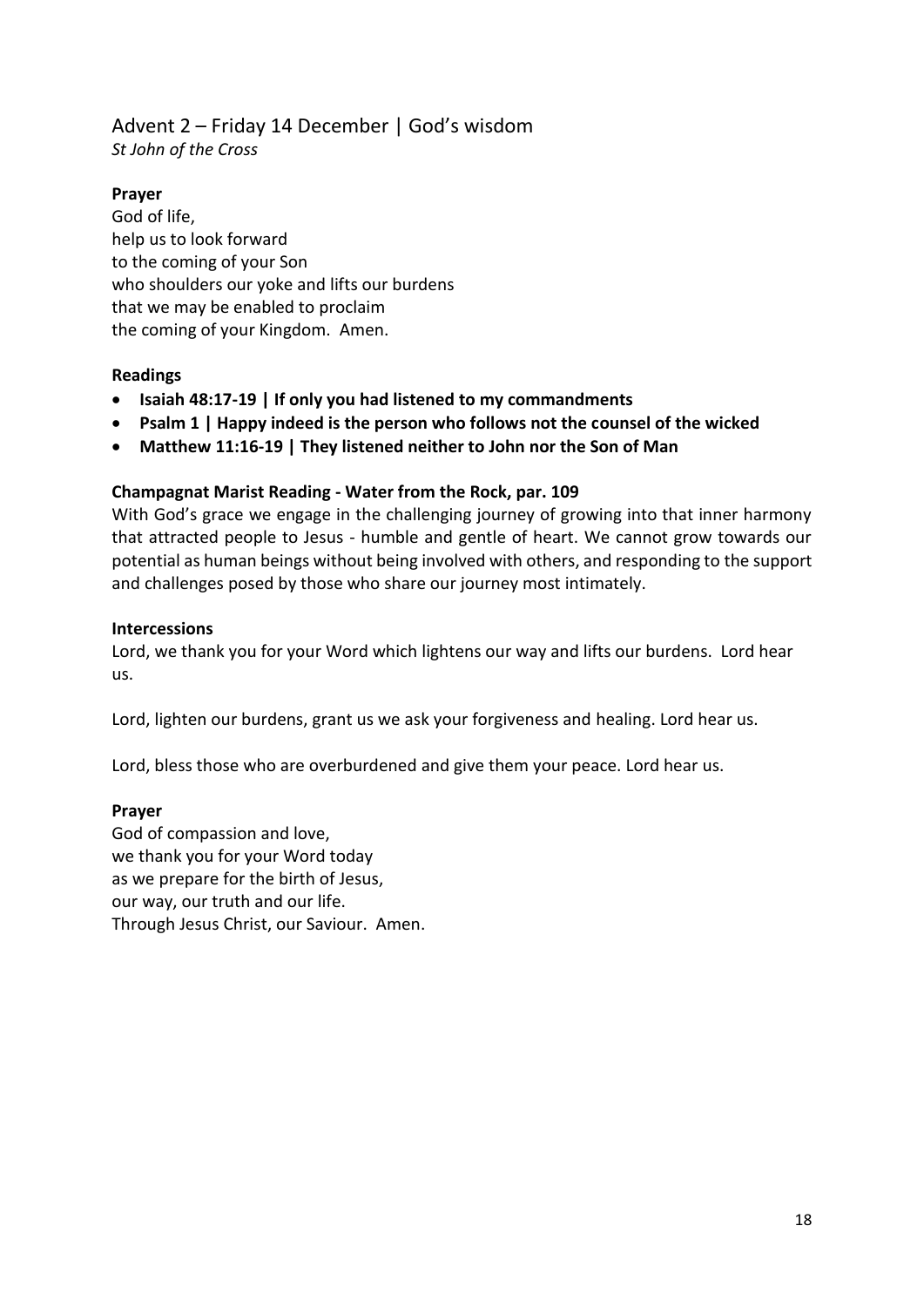## Advent 2 – Friday 14 December | God's wisdom

*St John of the Cross*

**Prayer**

God of life,
help us to look forward
to the coming of your Son
who shoulders our yoke and lifts our burdens
that we may be enabled to proclaim
the coming of your Kingdom. Amen.

**Readings**

- **Isaiah 48:17-19 | If only you had listened to my commandments**
- **Psalm 1 | Happy indeed is the person who follows not the counsel of the wicked**
- **Matthew 11:16-19 | They listened neither to John nor the Son of Man**

**Champagnat Marist Reading - Water from the Rock, par. 109**

With God's grace we engage in the challenging journey of growing into that inner harmony that attracted people to Jesus - humble and gentle of heart. We cannot grow towards our potential as human beings without being involved with others, and responding to the support and challenges posed by those who share our journey most intimately.

**Intercessions**

Lord, we thank you for your Word which lightens our way and lifts our burdens. Lord hear us.

Lord, lighten our burdens, grant us we ask your forgiveness and healing. Lord hear us.

Lord, bless those who are overburdened and give them your peace. Lord hear us.

**Prayer**

God of compassion and love,
we thank you for your Word today
as we prepare for the birth of Jesus,
our way, our truth and our life.
Through Jesus Christ, our Saviour. Amen.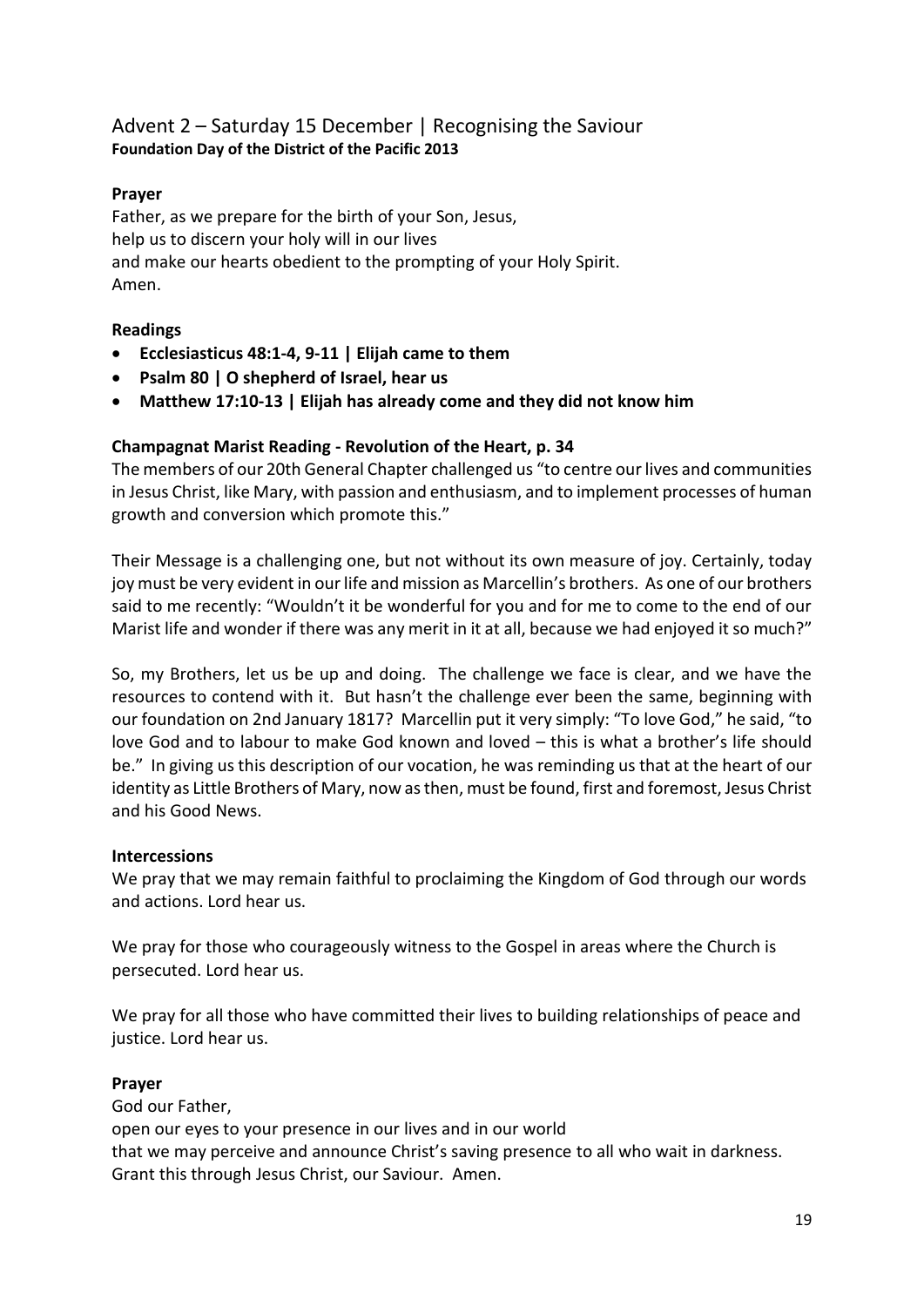## Advent 2 – Saturday 15 December | Recognising the Saviour

**Foundation Day of the District of the Pacific 2013**

**Prayer**

Father, as we prepare for the birth of your Son, Jesus,
help us to discern your holy will in our lives
and make our hearts obedient to the prompting of your Holy Spirit.
Amen.

**Readings**

- **Ecclesiasticus 48:1-4, 9-11 | Elijah came to them**
- **Psalm 80 | O shepherd of Israel, hear us**
- **Matthew 17:10-13 | Elijah has already come and they did not know him**

**Champagnat Marist Reading - Revolution of the Heart, p. 34**

The members of our 20th General Chapter challenged us "to centre our lives and communities in Jesus Christ, like Mary, with passion and enthusiasm, and to implement processes of human growth and conversion which promote this."

Their Message is a challenging one, but not without its own measure of joy. Certainly, today joy must be very evident in our life and mission as Marcellin's brothers. As one of our brothers said to me recently: "Wouldn't it be wonderful for you and for me to come to the end of our Marist life and wonder if there was any merit in it at all, because we had enjoyed it so much?"

So, my Brothers, let us be up and doing. The challenge we face is clear, and we have the resources to contend with it. But hasn't the challenge ever been the same, beginning with our foundation on 2nd January 1817? Marcellin put it very simply: "To love God," he said, "to love God and to labour to make God known and loved – this is what a brother's life should be." In giving us this description of our vocation, he was reminding us that at the heart of our identity as Little Brothers of Mary, now as then, must be found, first and foremost, Jesus Christ and his Good News.

**Intercessions**

We pray that we may remain faithful to proclaiming the Kingdom of God through our words and actions. Lord hear us.

We pray for those who courageously witness to the Gospel in areas where the Church is persecuted. Lord hear us.

We pray for all those who have committed their lives to building relationships of peace and justice. Lord hear us.

**Prayer**

God our Father,
open our eyes to your presence in our lives and in our world
that we may perceive and announce Christ's saving presence to all who wait in darkness.
Grant this through Jesus Christ, our Saviour. Amen.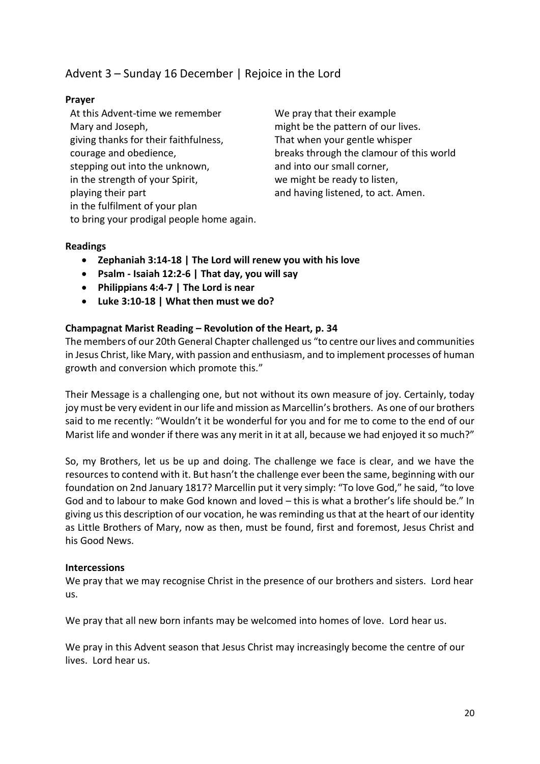## Advent 3 – Sunday 16 December | Rejoice in the Lord

**Prayer**

At this Advent-time we remember
Mary and Joseph,
giving thanks for their faithfulness,
courage and obedience,
stepping out into the unknown,
in the strength of your Spirit,
playing their part
in the fulfilment of your plan
to bring your prodigal people home again.

We pray that their example
might be the pattern of our lives.
That when your gentle whisper
breaks through the clamour of this world
and into our small corner,
we might be ready to listen,
and having listened, to act. Amen.

**Readings**

- **Zephaniah 3:14-18 | The Lord will renew you with his love**
- **Psalm - Isaiah 12:2-6 | That day, you will say**
- **Philippians 4:4-7 | The Lord is near**
- **Luke 3:10-18 | What then must we do?**

**Champagnat Marist Reading – Revolution of the Heart, p. 34**

The members of our 20th General Chapter challenged us "to centre our lives and communities in Jesus Christ, like Mary, with passion and enthusiasm, and to implement processes of human growth and conversion which promote this."

Their Message is a challenging one, but not without its own measure of joy. Certainly, today joy must be very evident in our life and mission as Marcellin's brothers. As one of our brothers said to me recently: "Wouldn't it be wonderful for you and for me to come to the end of our Marist life and wonder if there was any merit in it at all, because we had enjoyed it so much?"

So, my Brothers, let us be up and doing. The challenge we face is clear, and we have the resources to contend with it. But hasn't the challenge ever been the same, beginning with our foundation on 2nd January 1817? Marcellin put it very simply: "To love God," he said, "to love God and to labour to make God known and loved – this is what a brother's life should be." In giving us this description of our vocation, he was reminding us that at the heart of our identity as Little Brothers of Mary, now as then, must be found, first and foremost, Jesus Christ and his Good News.

**Intercessions**

We pray that we may recognise Christ in the presence of our brothers and sisters. Lord hear us.

We pray that all new born infants may be welcomed into homes of love. Lord hear us.

We pray in this Advent season that Jesus Christ may increasingly become the centre of our lives. Lord hear us.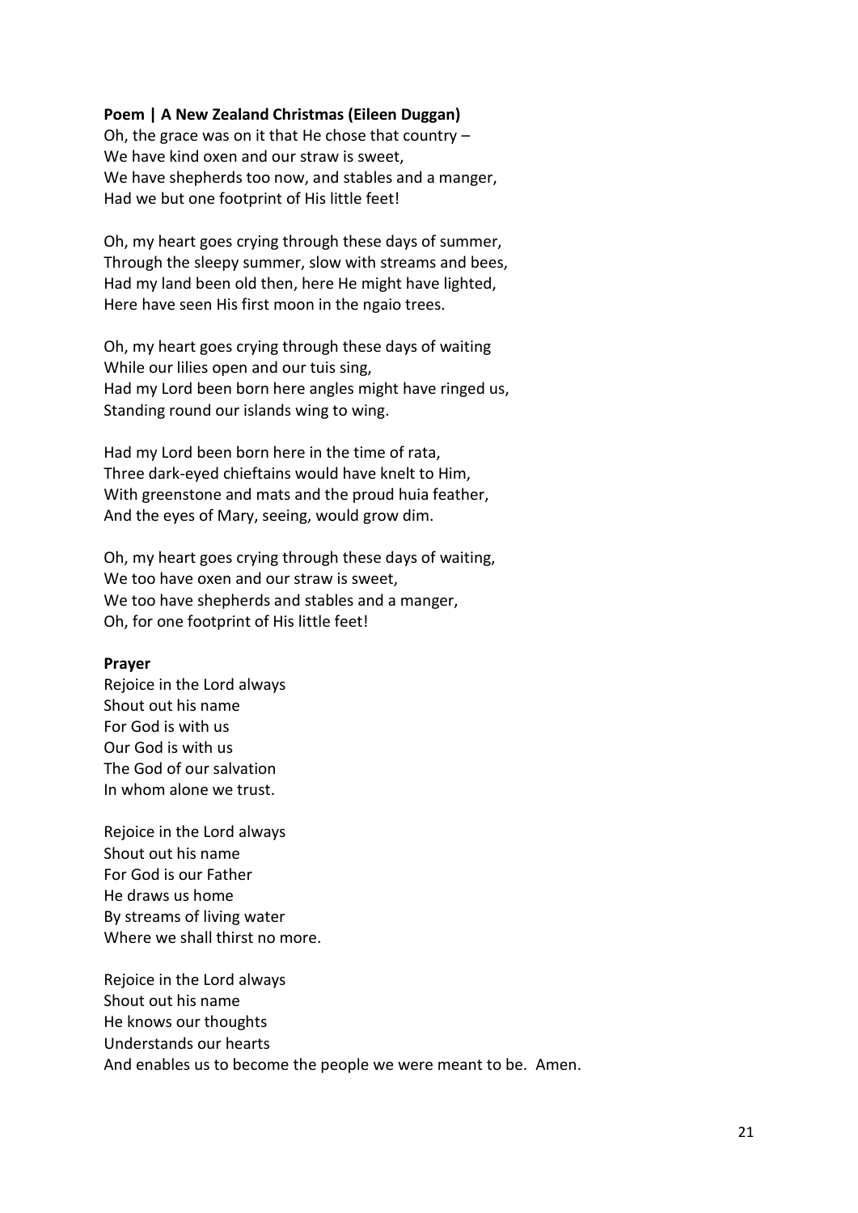**Poem | A New Zealand Christmas (Eileen Duggan)**

Oh, the grace was on it that He chose that country –
We have kind oxen and our straw is sweet,
We have shepherds too now, and stables and a manger,
Had we but one footprint of His little feet!

Oh, my heart goes crying through these days of summer,
Through the sleepy summer, slow with streams and bees,
Had my land been old then, here He might have lighted,
Here have seen His first moon in the ngaio trees.

Oh, my heart goes crying through these days of waiting
While our lilies open and our tuis sing,
Had my Lord been born here angles might have ringed us,
Standing round our islands wing to wing.

Had my Lord been born here in the time of rata,
Three dark-eyed chieftains would have knelt to Him,
With greenstone and mats and the proud huia feather,
And the eyes of Mary, seeing, would grow dim.

Oh, my heart goes crying through these days of waiting,
We too have oxen and our straw is sweet,
We too have shepherds and stables and a manger,
Oh, for one footprint of His little feet!

**Prayer**

Rejoice in the Lord always
Shout out his name
For God is with us
Our God is with us
The God of our salvation
In whom alone we trust.

Rejoice in the Lord always
Shout out his name
For God is our Father
He draws us home
By streams of living water
Where we shall thirst no more.

Rejoice in the Lord always
Shout out his name
He knows our thoughts
Understands our hearts
And enables us to become the people we were meant to be. Amen.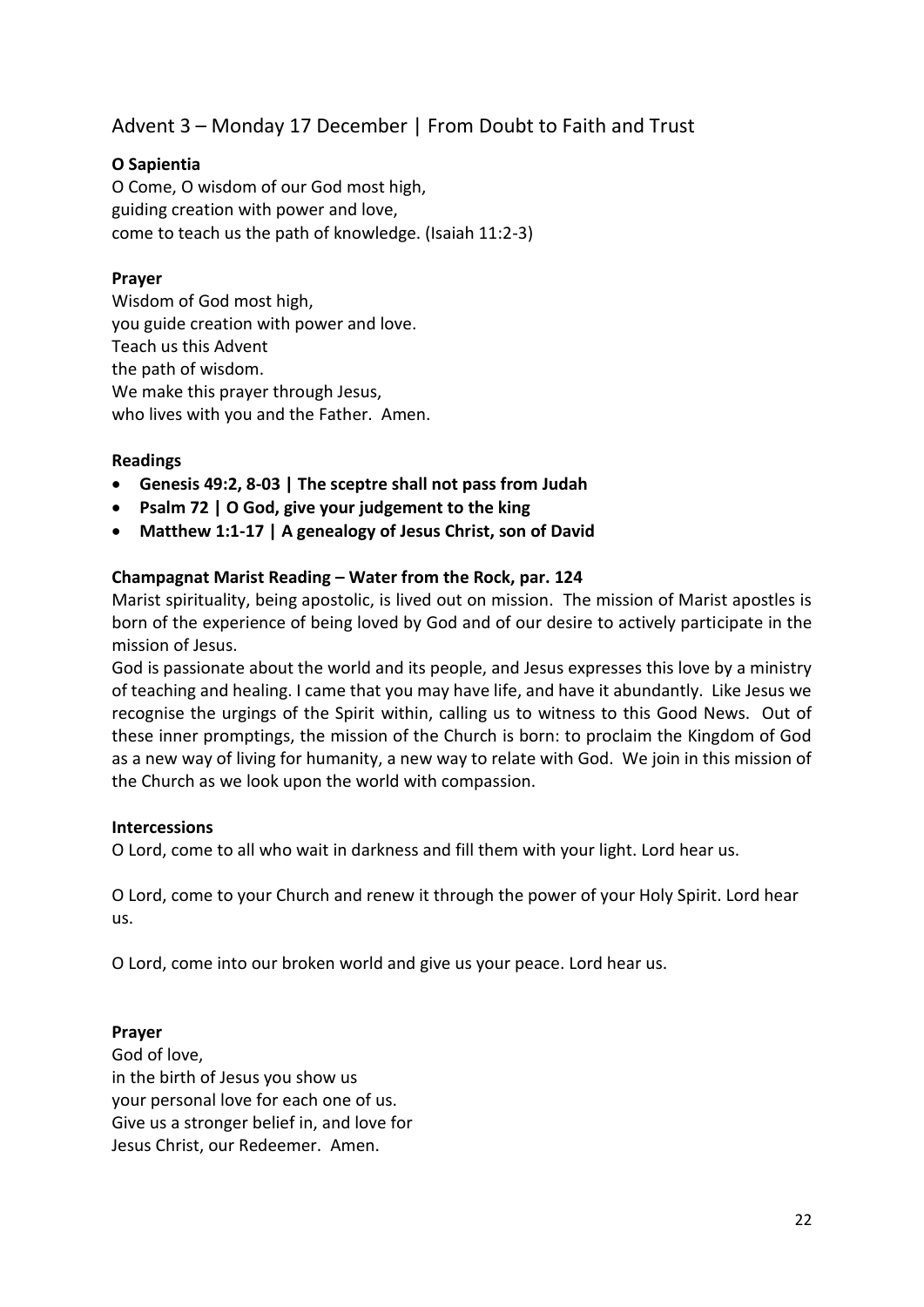## Advent 3 – Monday 17 December | From Doubt to Faith and Trust

**O Sapientia**

O Come, O wisdom of our God most high,
guiding creation with power and love,
come to teach us the path of knowledge. (Isaiah 11:2-3)

**Prayer**

Wisdom of God most high,
you guide creation with power and love.
Teach us this Advent
the path of wisdom.
We make this prayer through Jesus,
who lives with you and the Father. Amen.

**Readings**

- **Genesis 49:2, 8-03 | The sceptre shall not pass from Judah**
- **Psalm 72 | O God, give your judgement to the king**
- **Matthew 1:1-17 | A genealogy of Jesus Christ, son of David**

**Champagnat Marist Reading – Water from the Rock, par. 124**

Marist spirituality, being apostolic, is lived out on mission. The mission of Marist apostles is born of the experience of being loved by God and of our desire to actively participate in the mission of Jesus.

God is passionate about the world and its people, and Jesus expresses this love by a ministry of teaching and healing. I came that you may have life, and have it abundantly. Like Jesus we recognise the urgings of the Spirit within, calling us to witness to this Good News. Out of these inner promptings, the mission of the Church is born: to proclaim the Kingdom of God as a new way of living for humanity, a new way to relate with God. We join in this mission of the Church as we look upon the world with compassion.

**Intercessions**

O Lord, come to all who wait in darkness and fill them with your light. Lord hear us.

O Lord, come to your Church and renew it through the power of your Holy Spirit. Lord hear us.

O Lord, come into our broken world and give us your peace. Lord hear us.

**Prayer**

God of love,
in the birth of Jesus you show us
your personal love for each one of us.
Give us a stronger belief in, and love for
Jesus Christ, our Redeemer. Amen.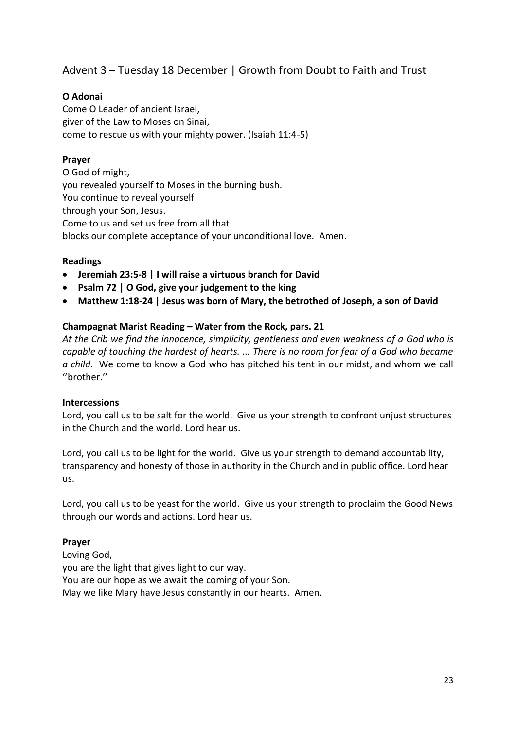## Advent 3 – Tuesday 18 December | Growth from Doubt to Faith and Trust

**O Adonai**

Come O Leader of ancient Israel,
giver of the Law to Moses on Sinai,
come to rescue us with your mighty power. (Isaiah 11:4-5)

**Prayer**

O God of might,
you revealed yourself to Moses in the burning bush.
You continue to reveal yourself
through your Son, Jesus.
Come to us and set us free from all that
blocks our complete acceptance of your unconditional love. Amen.

**Readings**

- **Jeremiah 23:5-8 | I will raise a virtuous branch for David**
- **Psalm 72 | O God, give your judgement to the king**
- **Matthew 1:18-24 | Jesus was born of Mary, the betrothed of Joseph, a son of David**

**Champagnat Marist Reading – Water from the Rock, pars. 21**

*At the Crib we find the innocence, simplicity, gentleness and even weakness of a God who is capable of touching the hardest of hearts. ... There is no room for fear of a God who became a child*. We come to know a God who has pitched his tent in our midst, and whom we call ''brother.''

**Intercessions**

Lord, you call us to be salt for the world. Give us your strength to confront unjust structures in the Church and the world. Lord hear us.

Lord, you call us to be light for the world. Give us your strength to demand accountability, transparency and honesty of those in authority in the Church and in public office. Lord hear us.

Lord, you call us to be yeast for the world. Give us your strength to proclaim the Good News through our words and actions. Lord hear us.

**Prayer**

Loving God,
you are the light that gives light to our way.
You are our hope as we await the coming of your Son.
May we like Mary have Jesus constantly in our hearts. Amen.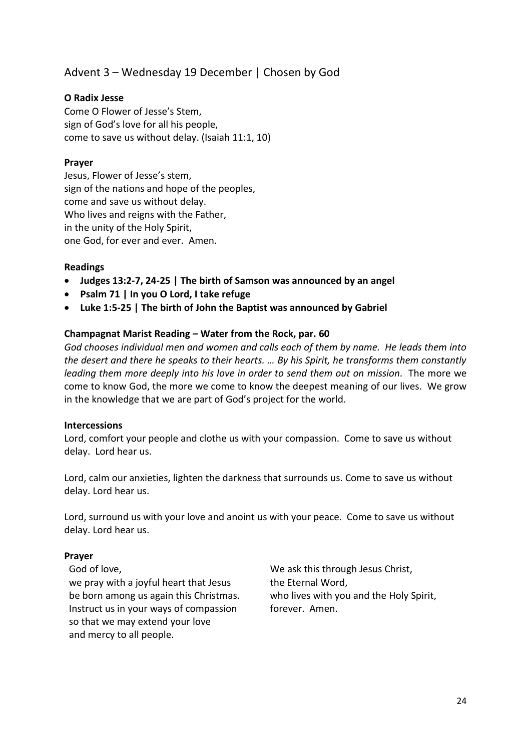## Advent 3 – Wednesday 19 December | Chosen by God

**O Radix Jesse**

Come O Flower of Jesse's Stem,
sign of God's love for all his people,
come to save us without delay. (Isaiah 11:1, 10)

**Prayer**

Jesus, Flower of Jesse's stem,
sign of the nations and hope of the peoples,
come and save us without delay.
Who lives and reigns with the Father,
in the unity of the Holy Spirit,
one God, for ever and ever. Amen.

**Readings**

- **Judges 13:2-7, 24-25 | The birth of Samson was announced by an angel**
- **Psalm 71 | In you O Lord, I take refuge**
- **Luke 1:5-25 | The birth of John the Baptist was announced by Gabriel**

**Champagnat Marist Reading – Water from the Rock, par. 60**

*God chooses individual men and women and calls each of them by name. He leads them into the desert and there he speaks to their hearts. … By his Spirit, he transforms them constantly leading them more deeply into his love in order to send them out on mission*. The more we come to know God, the more we come to know the deepest meaning of our lives. We grow in the knowledge that we are part of God's project for the world.

**Intercessions**

Lord, comfort your people and clothe us with your compassion. Come to save us without delay. Lord hear us.

Lord, calm our anxieties, lighten the darkness that surrounds us. Come to save us without delay. Lord hear us.

Lord, surround us with your love and anoint us with your peace. Come to save us without delay. Lord hear us.

**Prayer**

God of love,
we pray with a joyful heart that Jesus
be born among us again this Christmas.
Instruct us in your ways of compassion
so that we may extend your love
and mercy to all people.

We ask this through Jesus Christ,
the Eternal Word,
who lives with you and the Holy Spirit,
forever. Amen.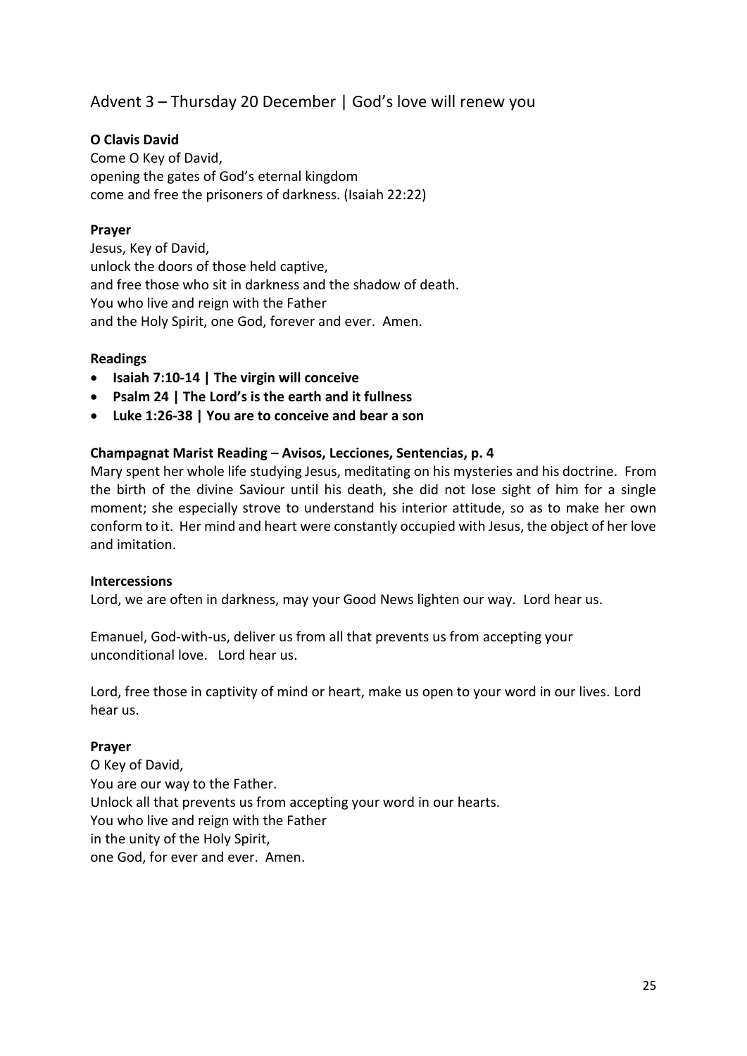## Advent 3 – Thursday 20 December | God's love will renew you

**O Clavis David**

Come O Key of David,
opening the gates of God's eternal kingdom
come and free the prisoners of darkness. (Isaiah 22:22)

**Prayer**

Jesus, Key of David,
unlock the doors of those held captive,
and free those who sit in darkness and the shadow of death.
You who live and reign with the Father
and the Holy Spirit, one God, forever and ever. Amen.

**Readings**

- **Isaiah 7:10-14 | The virgin will conceive**
- **Psalm 24 | The Lord's is the earth and it fullness**
- **Luke 1:26-38 | You are to conceive and bear a son**

**Champagnat Marist Reading – Avisos, Lecciones, Sentencias, p. 4**

Mary spent her whole life studying Jesus, meditating on his mysteries and his doctrine. From the birth of the divine Saviour until his death, she did not lose sight of him for a single moment; she especially strove to understand his interior attitude, so as to make her own conform to it. Her mind and heart were constantly occupied with Jesus, the object of her love and imitation.

**Intercessions**

Lord, we are often in darkness, may your Good News lighten our way. Lord hear us.

Emanuel, God-with-us, deliver us from all that prevents us from accepting your unconditional love. Lord hear us.

Lord, free those in captivity of mind or heart, make us open to your word in our lives. Lord hear us.

**Prayer**

O Key of David,
You are our way to the Father.
Unlock all that prevents us from accepting your word in our hearts.
You who live and reign with the Father
in the unity of the Holy Spirit,
one God, for ever and ever. Amen.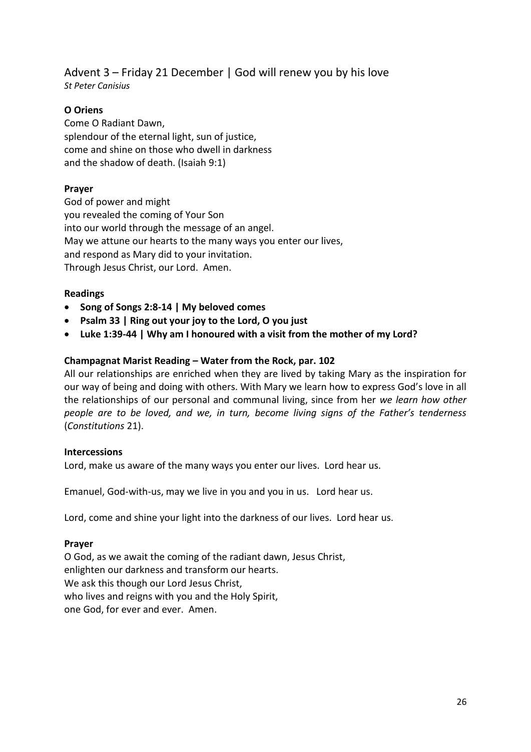## Advent 3 – Friday 21 December | God will renew you by his love

*St Peter Canisius*

**O Oriens**

Come O Radiant Dawn,
splendour of the eternal light, sun of justice,
come and shine on those who dwell in darkness
and the shadow of death. (Isaiah 9:1)

**Prayer**

God of power and might
you revealed the coming of Your Son
into our world through the message of an angel.
May we attune our hearts to the many ways you enter our lives,
and respond as Mary did to your invitation.
Through Jesus Christ, our Lord. Amen.

**Readings**

- **Song of Songs 2:8-14 | My beloved comes**
- **Psalm 33 | Ring out your joy to the Lord, O you just**
- **Luke 1:39-44 | Why am I honoured with a visit from the mother of my Lord?**

**Champagnat Marist Reading – Water from the Rock, par. 102**

All our relationships are enriched when they are lived by taking Mary as the inspiration for our way of being and doing with others. With Mary we learn how to express God's love in all the relationships of our personal and communal living, since from her *we learn how other people are to be loved, and we, in turn, become living signs of the Father's tenderness* (*Constitutions* 21).

**Intercessions**

Lord, make us aware of the many ways you enter our lives. Lord hear us.

Emanuel, God-with-us, may we live in you and you in us. Lord hear us.

Lord, come and shine your light into the darkness of our lives. Lord hear us.

**Prayer**

O God, as we await the coming of the radiant dawn, Jesus Christ,
enlighten our darkness and transform our hearts.
We ask this though our Lord Jesus Christ,
who lives and reigns with you and the Holy Spirit,
one God, for ever and ever. Amen.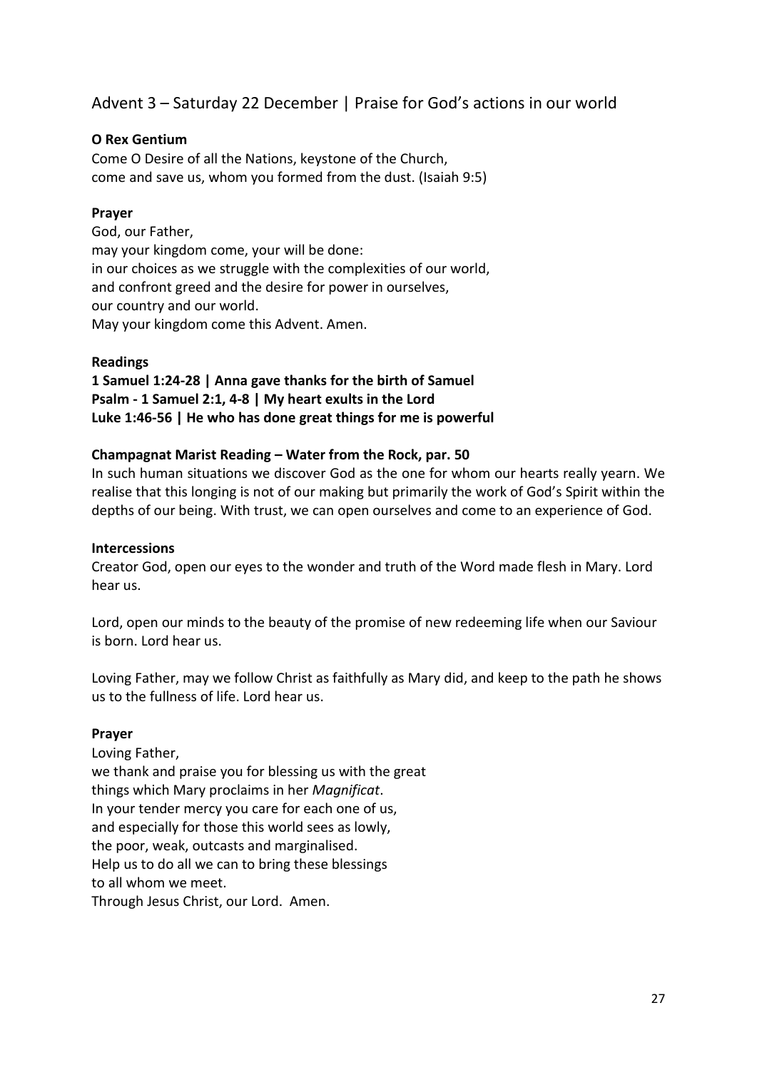## Advent 3 – Saturday 22 December | Praise for God's actions in our world

**O Rex Gentium**
Come O Desire of all the Nations, keystone of the Church,
come and save us, whom you formed from the dust. (Isaiah 9:5)

**Prayer**
God, our Father,
may your kingdom come, your will be done:
in our choices as we struggle with the complexities of our world,
and confront greed and the desire for power in ourselves,
our country and our world.
May your kingdom come this Advent. Amen.

**Readings**
**1 Samuel 1:24-28 | Anna gave thanks for the birth of Samuel**
**Psalm - 1 Samuel 2:1, 4-8 | My heart exults in the Lord**
**Luke 1:46-56 | He who has done great things for me is powerful**

**Champagnat Marist Reading – Water from the Rock, par. 50**
In such human situations we discover God as the one for whom our hearts really yearn. We realise that this longing is not of our making but primarily the work of God's Spirit within the depths of our being. With trust, we can open ourselves and come to an experience of God.

**Intercessions**
Creator God, open our eyes to the wonder and truth of the Word made flesh in Mary. Lord hear us.

Lord, open our minds to the beauty of the promise of new redeeming life when our Saviour is born. Lord hear us.

Loving Father, may we follow Christ as faithfully as Mary did, and keep to the path he shows us to the fullness of life. Lord hear us.

**Prayer**
Loving Father,
we thank and praise you for blessing us with the great
things which Mary proclaims in her *Magnificat*.
In your tender mercy you care for each one of us,
and especially for those this world sees as lowly,
the poor, weak, outcasts and marginalised.
Help us to do all we can to bring these blessings
to all whom we meet.
Through Jesus Christ, our Lord. Amen.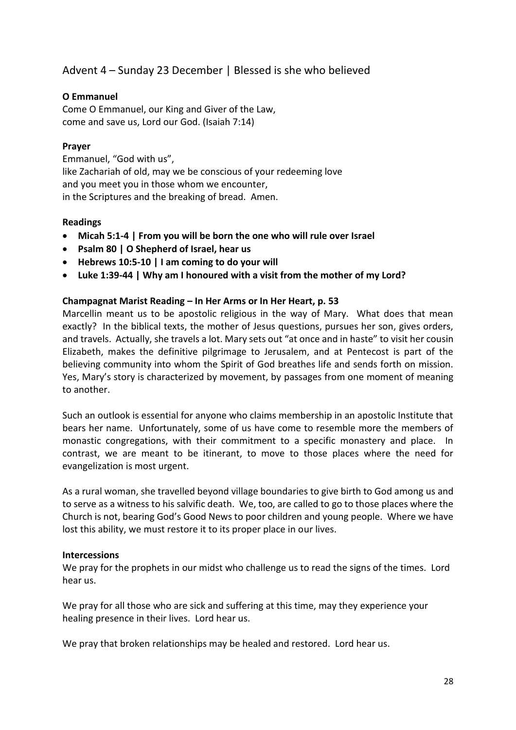## Advent 4 – Sunday 23 December | Blessed is she who believed

**O Emmanuel**

Come O Emmanuel, our King and Giver of the Law,
come and save us, Lord our God. (Isaiah 7:14)

**Prayer**

Emmanuel, "God with us",
like Zachariah of old, may we be conscious of your redeeming love
and you meet you in those whom we encounter,
in the Scriptures and the breaking of bread. Amen.

**Readings**

- **Micah 5:1-4 | From you will be born the one who will rule over Israel**
- **Psalm 80 | O Shepherd of Israel, hear us**
- **Hebrews 10:5-10 | I am coming to do your will**
- **Luke 1:39-44 | Why am I honoured with a visit from the mother of my Lord?**

**Champagnat Marist Reading – In Her Arms or In Her Heart, p. 53**

Marcellin meant us to be apostolic religious in the way of Mary. What does that mean exactly? In the biblical texts, the mother of Jesus questions, pursues her son, gives orders, and travels. Actually, she travels a lot. Mary sets out "at once and in haste" to visit her cousin Elizabeth, makes the definitive pilgrimage to Jerusalem, and at Pentecost is part of the believing community into whom the Spirit of God breathes life and sends forth on mission. Yes, Mary's story is characterized by movement, by passages from one moment of meaning to another.

Such an outlook is essential for anyone who claims membership in an apostolic Institute that bears her name. Unfortunately, some of us have come to resemble more the members of monastic congregations, with their commitment to a specific monastery and place. In contrast, we are meant to be itinerant, to move to those places where the need for evangelization is most urgent.

As a rural woman, she travelled beyond village boundaries to give birth to God among us and to serve as a witness to his salvific death. We, too, are called to go to those places where the Church is not, bearing God's Good News to poor children and young people. Where we have lost this ability, we must restore it to its proper place in our lives.

**Intercessions**

We pray for the prophets in our midst who challenge us to read the signs of the times. Lord hear us.

We pray for all those who are sick and suffering at this time, may they experience your healing presence in their lives. Lord hear us.

We pray that broken relationships may be healed and restored. Lord hear us.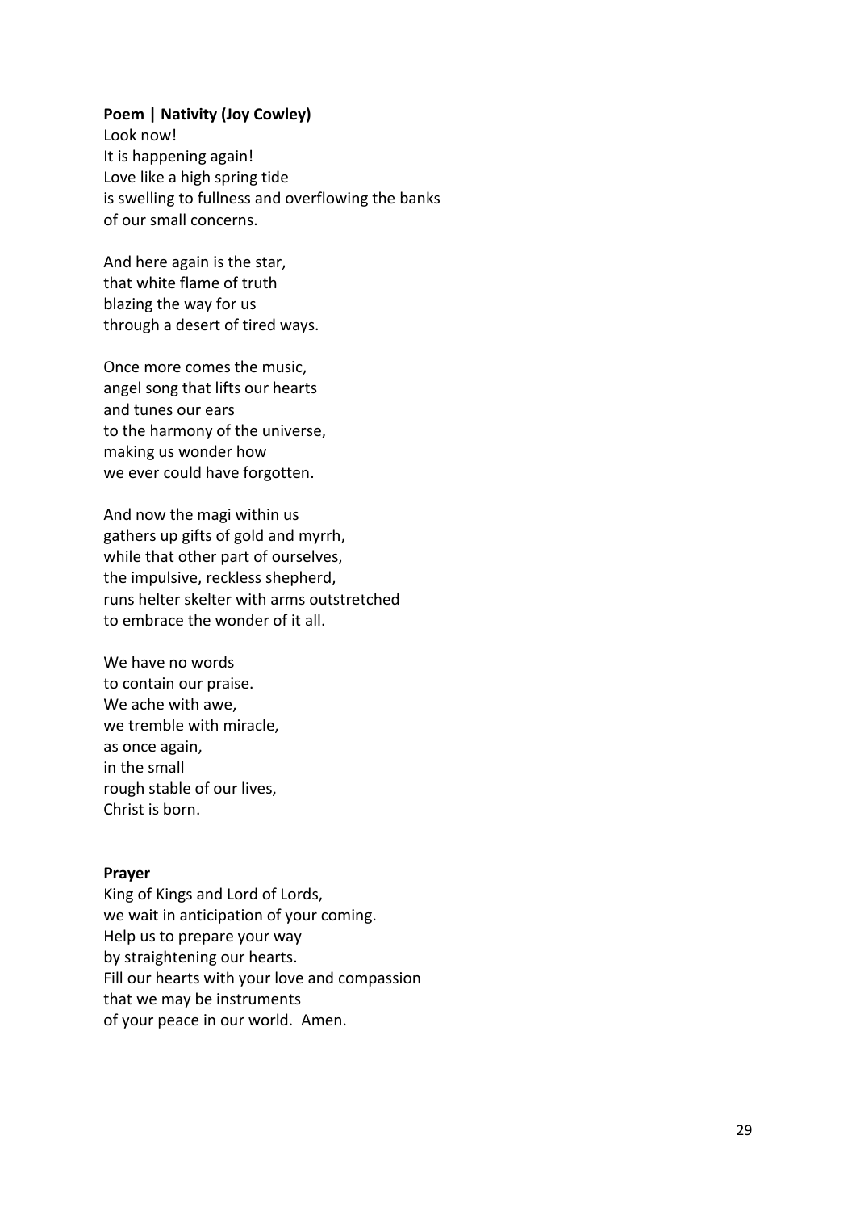**Poem | Nativity (Joy Cowley)**

Look now!  
It is happening again!  
Love like a high spring tide  
is swelling to fullness and overflowing the banks  
of our small concerns.

And here again is the star,  
that white flame of truth  
blazing the way for us  
through a desert of tired ways.

Once more comes the music,  
angel song that lifts our hearts  
and tunes our ears  
to the harmony of the universe,  
making us wonder how  
we ever could have forgotten.

And now the magi within us  
gathers up gifts of gold and myrrh,  
while that other part of ourselves,  
the impulsive, reckless shepherd,  
runs helter skelter with arms outstretched  
to embrace the wonder of it all.

We have no words  
to contain our praise.  
We ache with awe,  
we tremble with miracle,  
as once again,  
in the small  
rough stable of our lives,  
Christ is born.

**Prayer**

King of Kings and Lord of Lords,  
we wait in anticipation of your coming.  
Help us to prepare your way  
by straightening our hearts.  
Fill our hearts with your love and compassion  
that we may be instruments  
of your peace in our world. Amen.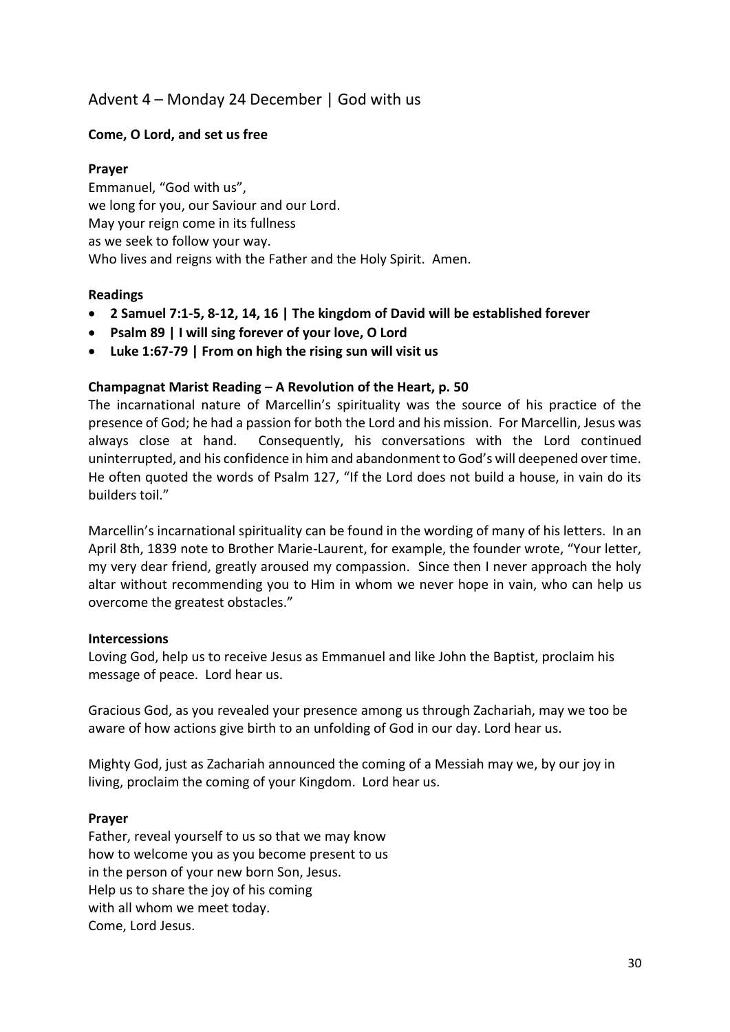## Advent 4 – Monday 24 December | God with us

**Come, O Lord, and set us free**

**Prayer**

Emmanuel, "God with us",
we long for you, our Saviour and our Lord.
May your reign come in its fullness
as we seek to follow your way.
Who lives and reigns with the Father and the Holy Spirit. Amen.

**Readings**

- **2 Samuel 7:1-5, 8-12, 14, 16 | The kingdom of David will be established forever**
- **Psalm 89 | I will sing forever of your love, O Lord**
- **Luke 1:67-79 | From on high the rising sun will visit us**

**Champagnat Marist Reading – A Revolution of the Heart, p. 50**

The incarnational nature of Marcellin's spirituality was the source of his practice of the presence of God; he had a passion for both the Lord and his mission. For Marcellin, Jesus was always close at hand. Consequently, his conversations with the Lord continued uninterrupted, and his confidence in him and abandonment to God's will deepened over time. He often quoted the words of Psalm 127, "If the Lord does not build a house, in vain do its builders toil."

Marcellin's incarnational spirituality can be found in the wording of many of his letters. In an April 8th, 1839 note to Brother Marie-Laurent, for example, the founder wrote, "Your letter, my very dear friend, greatly aroused my compassion. Since then I never approach the holy altar without recommending you to Him in whom we never hope in vain, who can help us overcome the greatest obstacles."

**Intercessions**

Loving God, help us to receive Jesus as Emmanuel and like John the Baptist, proclaim his message of peace. Lord hear us.

Gracious God, as you revealed your presence among us through Zachariah, may we too be aware of how actions give birth to an unfolding of God in our day. Lord hear us.

Mighty God, just as Zachariah announced the coming of a Messiah may we, by our joy in living, proclaim the coming of your Kingdom. Lord hear us.

**Prayer**

Father, reveal yourself to us so that we may know
how to welcome you as you become present to us
in the person of your new born Son, Jesus.
Help us to share the joy of his coming
with all whom we meet today.
Come, Lord Jesus.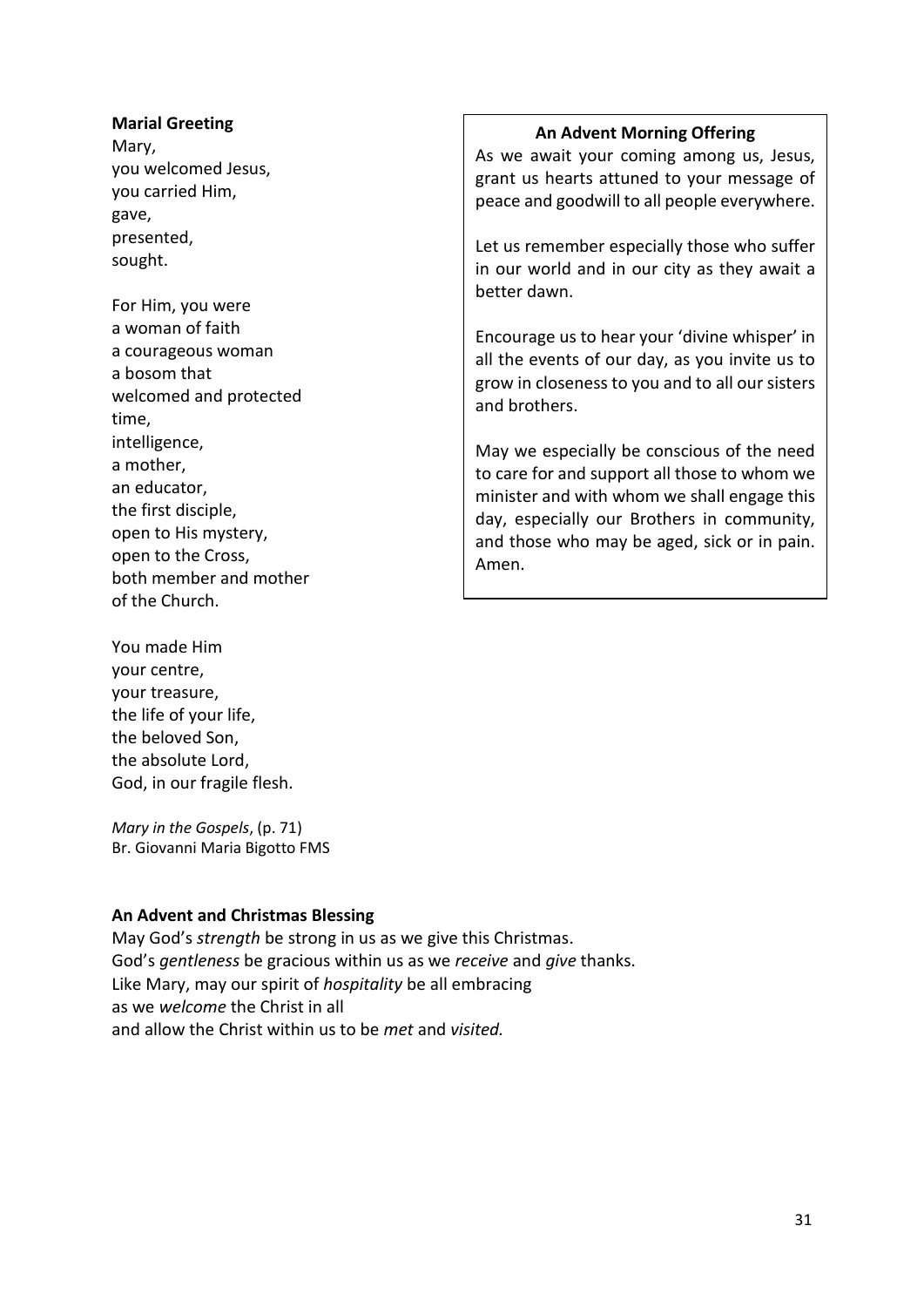**Marial Greeting**

Mary,
you welcomed Jesus,
you carried Him,
gave,
presented,
sought.

For Him, you were
a woman of faith
a courageous woman
a bosom that
welcomed and protected
time,
intelligence,
a mother,
an educator,
the first disciple,
open to His mystery,
open to the Cross,
both member and mother
of the Church.

You made Him
your centre,
your treasure,
the life of your life,
the beloved Son,
the absolute Lord,
God, in our fragile flesh.

*Mary in the Gospels*, (p. 71)
Br. Giovanni Maria Bigotto FMS

**An Advent Morning Offering**

As we await your coming among us, Jesus, grant us hearts attuned to your message of peace and goodwill to all people everywhere.

Let us remember especially those who suffer in our world and in our city as they await a better dawn.

Encourage us to hear your 'divine whisper' in all the events of our day, as you invite us to grow in closeness to you and to all our sisters and brothers.

May we especially be conscious of the need to care for and support all those to whom we minister and with whom we shall engage this day, especially our Brothers in community, and those who may be aged, sick or in pain. Amen.

**An Advent and Christmas Blessing**

May God's *strength* be strong in us as we give this Christmas.
God's *gentleness* be gracious within us as we *receive* and *give* thanks.
Like Mary, may our spirit of *hospitality* be all embracing
as we *welcome* the Christ in all
and allow the Christ within us to be *met* and *visited.*